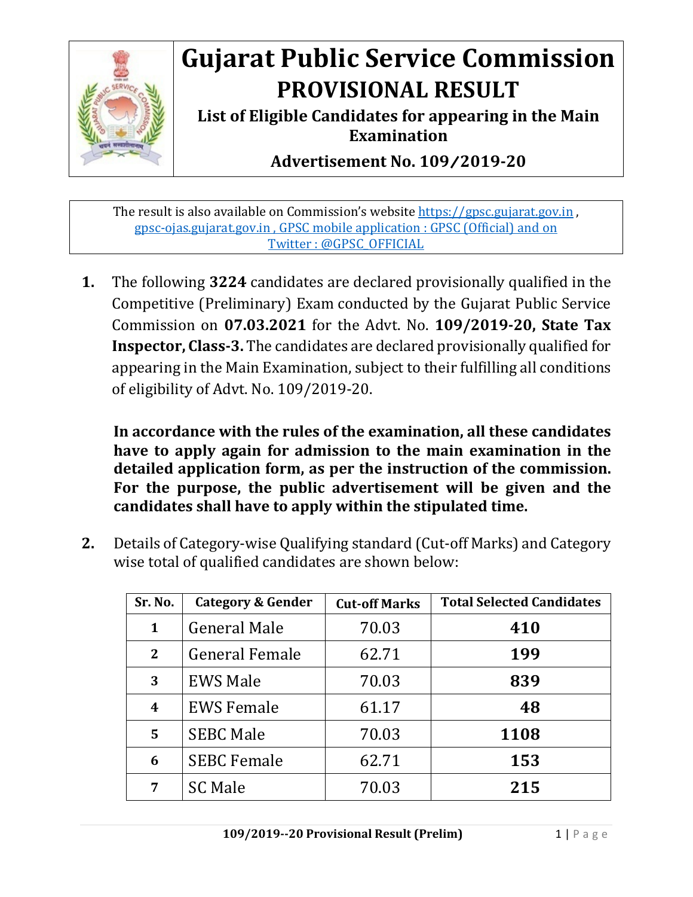# Gujarat Public Service Commission

## PROVISIONAL RESULT

### List of Eligible Candidates for appearing in the Main Examination

### Advertisement No. 109/2019-20

The result is also available on Commission's website https://gpsc.gujarat.gov.in , gpsc-ojas.gujarat.gov.in , GPSC mobile application : GPSC (Official) and on Twitter : @GPSC_OFFICIAL

1. The following **3224** candidates are declared provisionally qualified in the Competitive (Preliminary) Exam conducted by the Gujarat Public Service Commission on **07.03.2021** for the Advt. No. **109/2019-20, State Tax Inspector, Class-3.** The candidates are declared provisionally qualified for appearing in the Main Examination, subject to their fulfilling all conditions of eligibility of Advt. No. 109/2019-20.

   **In accordance with the rules of the examination, all these candidates have to apply again for admission to the main examination in the detailed application form, as per the instruction of the commission. For the purpose, the public advertisement will be given and the candidates shall have to apply within the stipulated time.**

2. Details of Category-wise Qualifying standard (Cut-off Marks) and Category wise total of qualified candidates are shown below:

| Sr. No. | Category & Gender | Cut-off Marks | Total Selected Candidates |
|---|---|---|---|
| 1 | General Male | 70.03 | **410** |
| 2 | General Female | 62.71 | **199** |
| 3 | EWS Male | 70.03 | **839** |
| 4 | EWS Female | 61.17 | **48** |
| 5 | SEBC Male | 70.03 | **1108** |
| 6 | SEBC Female | 62.71 | **153** |
| 7 | SC Male | 70.03 | **215** |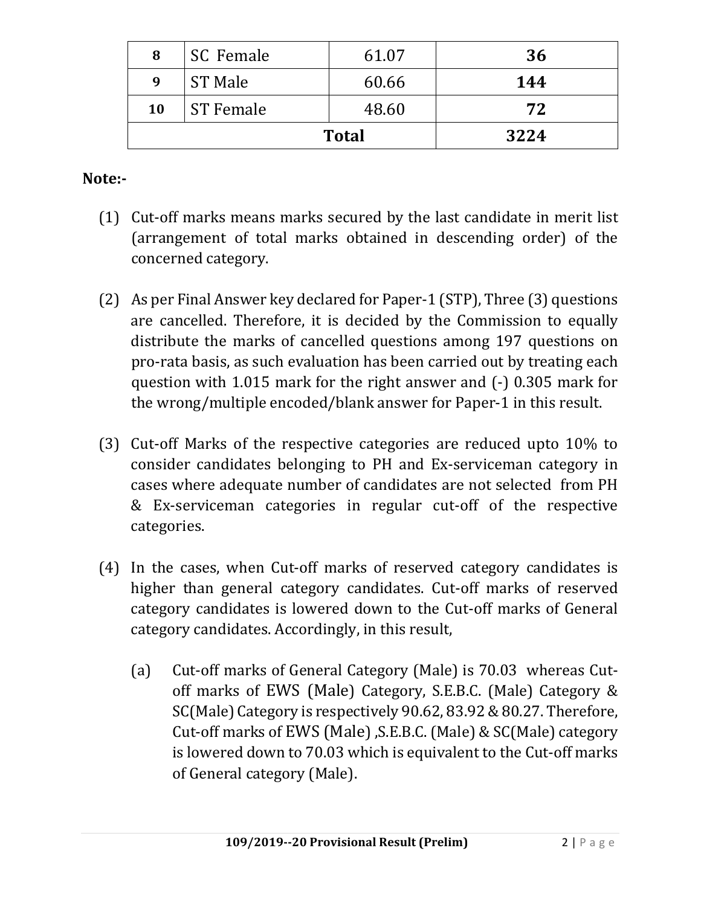| 8 | SC Female | 61.07 | **36** |
|---|---|---|---|
| 9 | ST Male | 60.66 | **144** |
| 10 | ST Female | 48.60 | **72** |
| | **Total** | | **3224** |

**Note:-**

(1) Cut-off marks means marks secured by the last candidate in merit list (arrangement of total marks obtained in descending order) of the concerned category.

(2) As per Final Answer key declared for Paper-1 (STP), Three (3) questions are cancelled. Therefore, it is decided by the Commission to equally distribute the marks of cancelled questions among 197 questions on pro-rata basis, as such evaluation has been carried out by treating each question with 1.015 mark for the right answer and (-) 0.305 mark for the wrong/multiple encoded/blank answer for Paper-1 in this result.

(3) Cut-off Marks of the respective categories are reduced upto 10% to consider candidates belonging to PH and Ex-serviceman category in cases where adequate number of candidates are not selected from PH & Ex-serviceman categories in regular cut-off of the respective categories.

(4) In the cases, when Cut-off marks of reserved category candidates is higher than general category candidates. Cut-off marks of reserved category candidates is lowered down to the Cut-off marks of General category candidates. Accordingly, in this result,

   (a) Cut-off marks of General Category (Male) is 70.03 whereas Cut-off marks of EWS (Male) Category, S.E.B.C. (Male) Category & SC(Male) Category is respectively 90.62, 83.92 & 80.27. Therefore, Cut-off marks of EWS (Male) ,S.E.B.C. (Male) & SC(Male) category is lowered down to 70.03 which is equivalent to the Cut-off marks of General category (Male).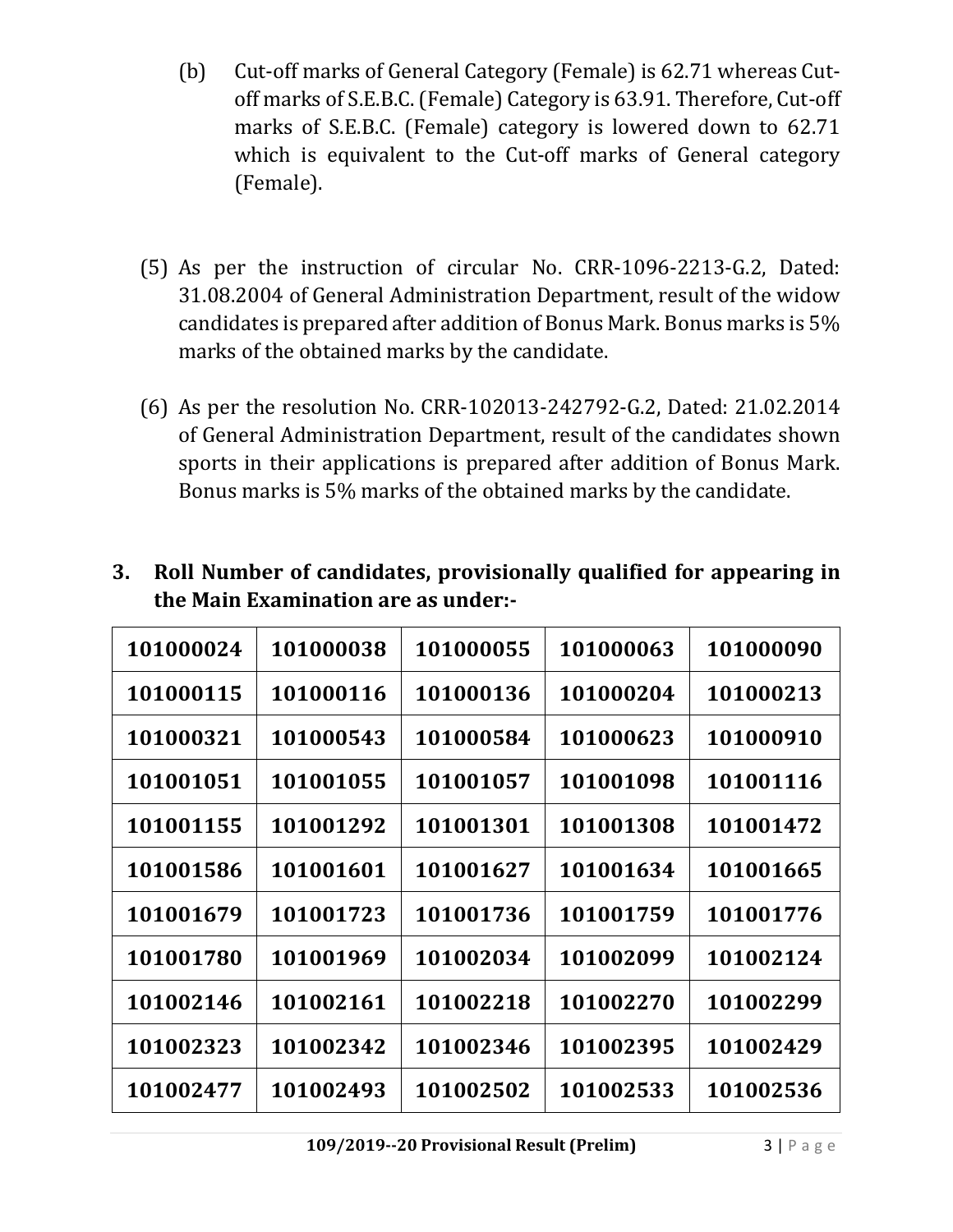(b) Cut-off marks of General Category (Female) is 62.71 whereas Cut-off marks of S.E.B.C. (Female) Category is 63.91. Therefore, Cut-off marks of S.E.B.C. (Female) category is lowered down to 62.71 which is equivalent to the Cut-off marks of General category (Female).

(5) As per the instruction of circular No. CRR-1096-2213-G.2, Dated: 31.08.2004 of General Administration Department, result of the widow candidates is prepared after addition of Bonus Mark. Bonus marks is 5% marks of the obtained marks by the candidate.

(6) As per the resolution No. CRR-102013-242792-G.2, Dated: 21.02.2014 of General Administration Department, result of the candidates shown sports in their applications is prepared after addition of Bonus Mark. Bonus marks is 5% marks of the obtained marks by the candidate.

**3. Roll Number of candidates, provisionally qualified for appearing in the Main Examination are as under:-**

| | | | | |
|---|---|---|---|---|
| **101000024** | **101000038** | **101000055** | **101000063** | **101000090** |
| **101000115** | **101000116** | **101000136** | **101000204** | **101000213** |
| **101000321** | **101000543** | **101000584** | **101000623** | **101000910** |
| **101001051** | **101001055** | **101001057** | **101001098** | **101001116** |
| **101001155** | **101001292** | **101001301** | **101001308** | **101001472** |
| **101001586** | **101001601** | **101001627** | **101001634** | **101001665** |
| **101001679** | **101001723** | **101001736** | **101001759** | **101001776** |
| **101001780** | **101001969** | **101002034** | **101002099** | **101002124** |
| **101002146** | **101002161** | **101002218** | **101002270** | **101002299** |
| **101002323** | **101002342** | **101002346** | **101002395** | **101002429** |
| **101002477** | **101002493** | **101002502** | **101002533** | **101002536** |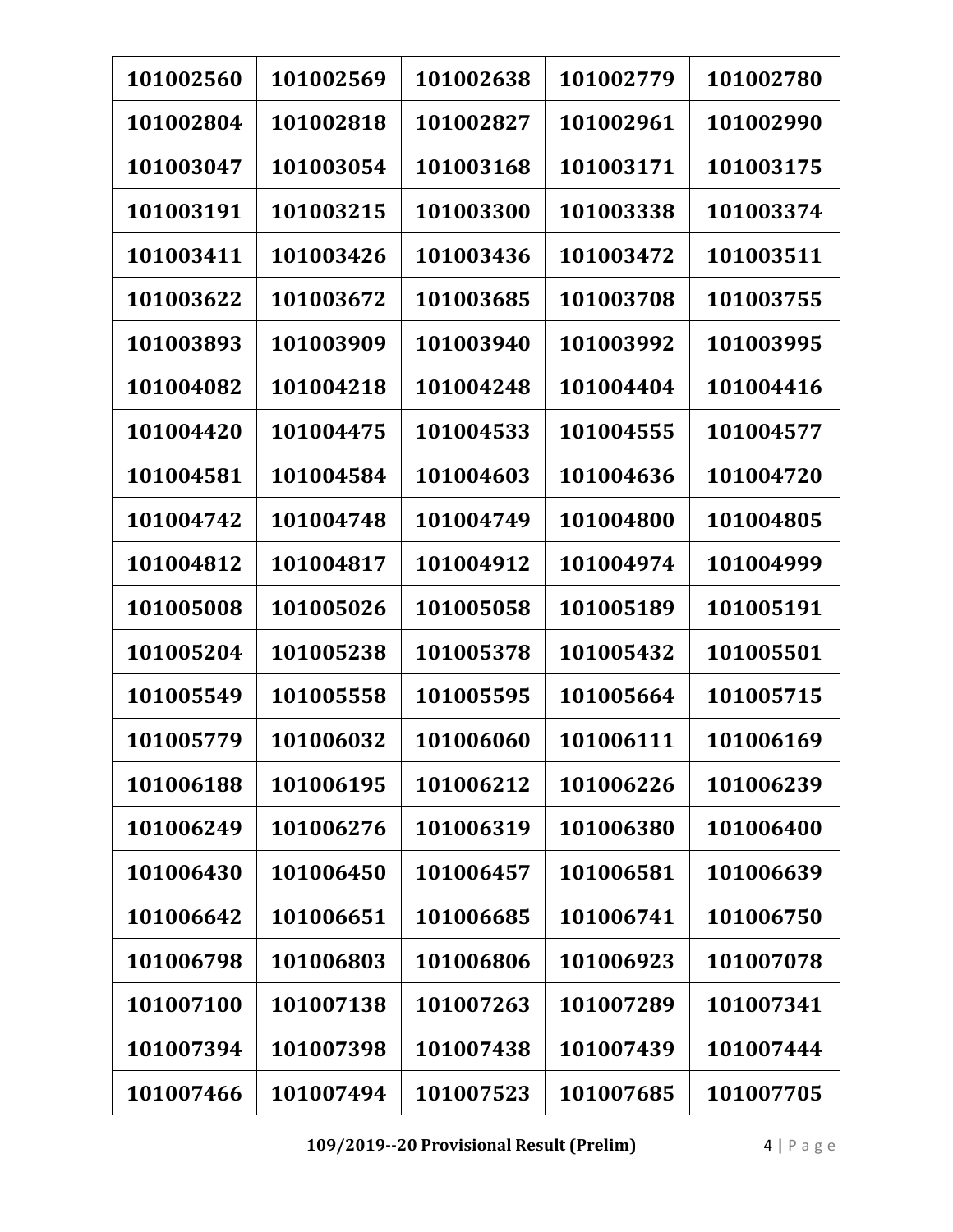| 101002560 | 101002569 | 101002638 | 101002779 | 101002780 |
|---|---|---|---|---|
| 101002804 | 101002818 | 101002827 | 101002961 | 101002990 |
| 101003047 | 101003054 | 101003168 | 101003171 | 101003175 |
| 101003191 | 101003215 | 101003300 | 101003338 | 101003374 |
| 101003411 | 101003426 | 101003436 | 101003472 | 101003511 |
| 101003622 | 101003672 | 101003685 | 101003708 | 101003755 |
| 101003893 | 101003909 | 101003940 | 101003992 | 101003995 |
| 101004082 | 101004218 | 101004248 | 101004404 | 101004416 |
| 101004420 | 101004475 | 101004533 | 101004555 | 101004577 |
| 101004581 | 101004584 | 101004603 | 101004636 | 101004720 |
| 101004742 | 101004748 | 101004749 | 101004800 | 101004805 |
| 101004812 | 101004817 | 101004912 | 101004974 | 101004999 |
| 101005008 | 101005026 | 101005058 | 101005189 | 101005191 |
| 101005204 | 101005238 | 101005378 | 101005432 | 101005501 |
| 101005549 | 101005558 | 101005595 | 101005664 | 101005715 |
| 101005779 | 101006032 | 101006060 | 101006111 | 101006169 |
| 101006188 | 101006195 | 101006212 | 101006226 | 101006239 |
| 101006249 | 101006276 | 101006319 | 101006380 | 101006400 |
| 101006430 | 101006450 | 101006457 | 101006581 | 101006639 |
| 101006642 | 101006651 | 101006685 | 101006741 | 101006750 |
| 101006798 | 101006803 | 101006806 | 101006923 | 101007078 |
| 101007100 | 101007138 | 101007263 | 101007289 | 101007341 |
| 101007394 | 101007398 | 101007438 | 101007439 | 101007444 |
| 101007466 | 101007494 | 101007523 | 101007685 | 101007705 |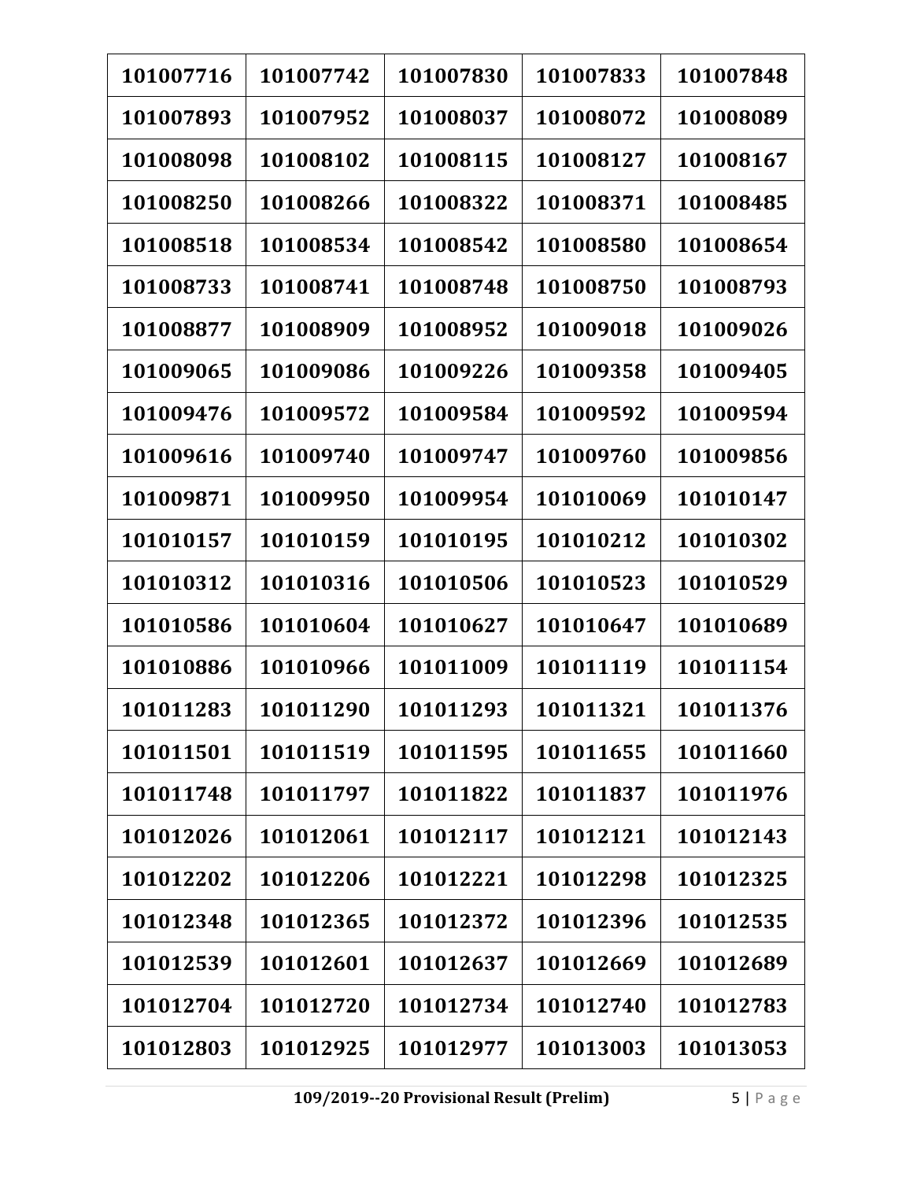| 101007716 | 101007742 | 101007830 | 101007833 | 101007848 |
|---|---|---|---|---|
| 101007893 | 101007952 | 101008037 | 101008072 | 101008089 |
| 101008098 | 101008102 | 101008115 | 101008127 | 101008167 |
| 101008250 | 101008266 | 101008322 | 101008371 | 101008485 |
| 101008518 | 101008534 | 101008542 | 101008580 | 101008654 |
| 101008733 | 101008741 | 101008748 | 101008750 | 101008793 |
| 101008877 | 101008909 | 101008952 | 101009018 | 101009026 |
| 101009065 | 101009086 | 101009226 | 101009358 | 101009405 |
| 101009476 | 101009572 | 101009584 | 101009592 | 101009594 |
| 101009616 | 101009740 | 101009747 | 101009760 | 101009856 |
| 101009871 | 101009950 | 101009954 | 101010069 | 101010147 |
| 101010157 | 101010159 | 101010195 | 101010212 | 101010302 |
| 101010312 | 101010316 | 101010506 | 101010523 | 101010529 |
| 101010586 | 101010604 | 101010627 | 101010647 | 101010689 |
| 101010886 | 101010966 | 101011009 | 101011119 | 101011154 |
| 101011283 | 101011290 | 101011293 | 101011321 | 101011376 |
| 101011501 | 101011519 | 101011595 | 101011655 | 101011660 |
| 101011748 | 101011797 | 101011822 | 101011837 | 101011976 |
| 101012026 | 101012061 | 101012117 | 101012121 | 101012143 |
| 101012202 | 101012206 | 101012221 | 101012298 | 101012325 |
| 101012348 | 101012365 | 101012372 | 101012396 | 101012535 |
| 101012539 | 101012601 | 101012637 | 101012669 | 101012689 |
| 101012704 | 101012720 | 101012734 | 101012740 | 101012783 |
| 101012803 | 101012925 | 101012977 | 101013003 | 101013053 |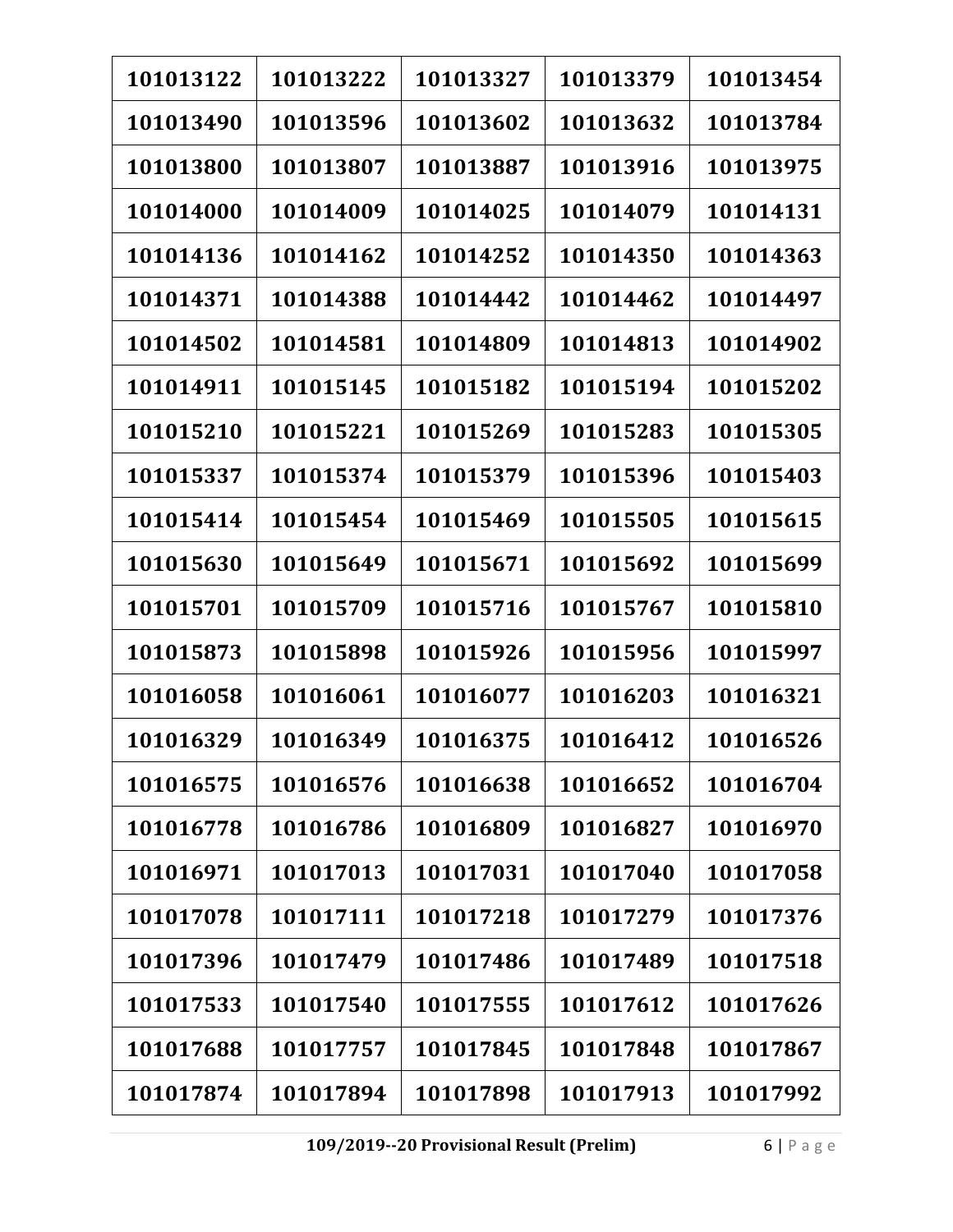| 101013122 | 101013222 | 101013327 | 101013379 | 101013454 |
|---|---|---|---|---|
| 101013490 | 101013596 | 101013602 | 101013632 | 101013784 |
| 101013800 | 101013807 | 101013887 | 101013916 | 101013975 |
| 101014000 | 101014009 | 101014025 | 101014079 | 101014131 |
| 101014136 | 101014162 | 101014252 | 101014350 | 101014363 |
| 101014371 | 101014388 | 101014442 | 101014462 | 101014497 |
| 101014502 | 101014581 | 101014809 | 101014813 | 101014902 |
| 101014911 | 101015145 | 101015182 | 101015194 | 101015202 |
| 101015210 | 101015221 | 101015269 | 101015283 | 101015305 |
| 101015337 | 101015374 | 101015379 | 101015396 | 101015403 |
| 101015414 | 101015454 | 101015469 | 101015505 | 101015615 |
| 101015630 | 101015649 | 101015671 | 101015692 | 101015699 |
| 101015701 | 101015709 | 101015716 | 101015767 | 101015810 |
| 101015873 | 101015898 | 101015926 | 101015956 | 101015997 |
| 101016058 | 101016061 | 101016077 | 101016203 | 101016321 |
| 101016329 | 101016349 | 101016375 | 101016412 | 101016526 |
| 101016575 | 101016576 | 101016638 | 101016652 | 101016704 |
| 101016778 | 101016786 | 101016809 | 101016827 | 101016970 |
| 101016971 | 101017013 | 101017031 | 101017040 | 101017058 |
| 101017078 | 101017111 | 101017218 | 101017279 | 101017376 |
| 101017396 | 101017479 | 101017486 | 101017489 | 101017518 |
| 101017533 | 101017540 | 101017555 | 101017612 | 101017626 |
| 101017688 | 101017757 | 101017845 | 101017848 | 101017867 |
| 101017874 | 101017894 | 101017898 | 101017913 | 101017992 |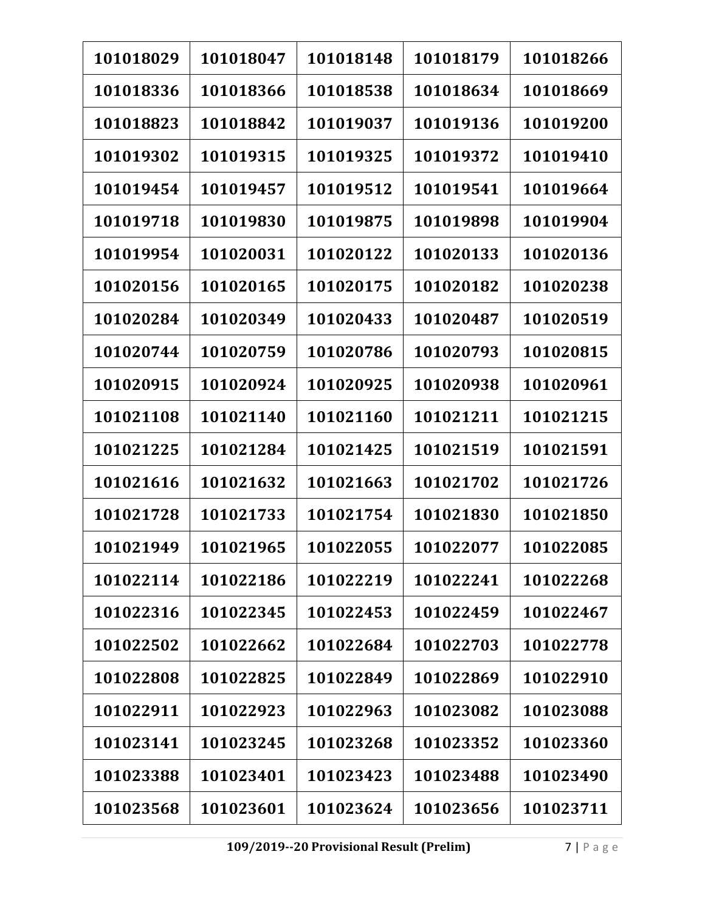| 101018029 | 101018047 | 101018148 | 101018179 | 101018266 |
|---|---|---|---|---|
| 101018336 | 101018366 | 101018538 | 101018634 | 101018669 |
| 101018823 | 101018842 | 101019037 | 101019136 | 101019200 |
| 101019302 | 101019315 | 101019325 | 101019372 | 101019410 |
| 101019454 | 101019457 | 101019512 | 101019541 | 101019664 |
| 101019718 | 101019830 | 101019875 | 101019898 | 101019904 |
| 101019954 | 101020031 | 101020122 | 101020133 | 101020136 |
| 101020156 | 101020165 | 101020175 | 101020182 | 101020238 |
| 101020284 | 101020349 | 101020433 | 101020487 | 101020519 |
| 101020744 | 101020759 | 101020786 | 101020793 | 101020815 |
| 101020915 | 101020924 | 101020925 | 101020938 | 101020961 |
| 101021108 | 101021140 | 101021160 | 101021211 | 101021215 |
| 101021225 | 101021284 | 101021425 | 101021519 | 101021591 |
| 101021616 | 101021632 | 101021663 | 101021702 | 101021726 |
| 101021728 | 101021733 | 101021754 | 101021830 | 101021850 |
| 101021949 | 101021965 | 101022055 | 101022077 | 101022085 |
| 101022114 | 101022186 | 101022219 | 101022241 | 101022268 |
| 101022316 | 101022345 | 101022453 | 101022459 | 101022467 |
| 101022502 | 101022662 | 101022684 | 101022703 | 101022778 |
| 101022808 | 101022825 | 101022849 | 101022869 | 101022910 |
| 101022911 | 101022923 | 101022963 | 101023082 | 101023088 |
| 101023141 | 101023245 | 101023268 | 101023352 | 101023360 |
| 101023388 | 101023401 | 101023423 | 101023488 | 101023490 |
| 101023568 | 101023601 | 101023624 | 101023656 | 101023711 |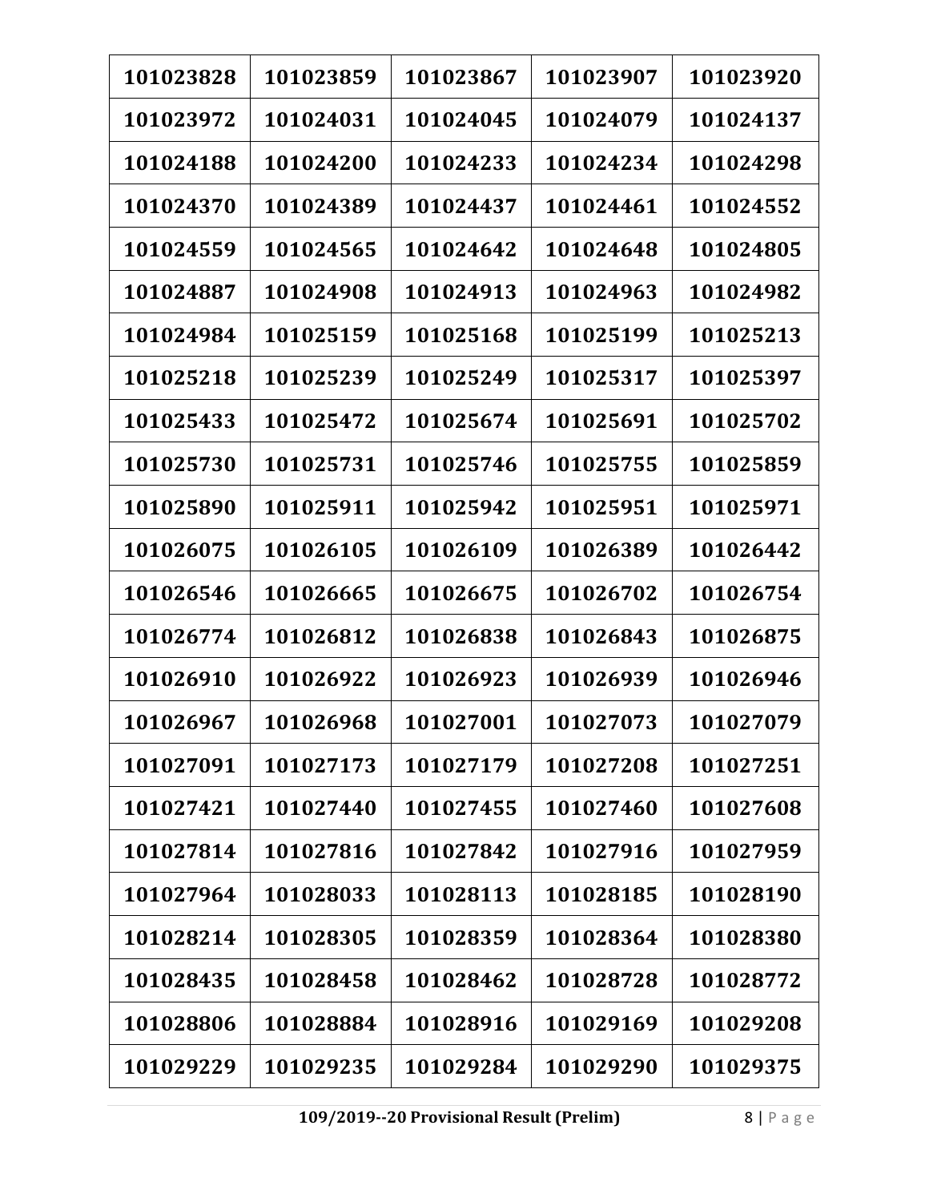| 101023828 | 101023859 | 101023867 | 101023907 | 101023920 |
|---|---|---|---|---|
| 101023972 | 101024031 | 101024045 | 101024079 | 101024137 |
| 101024188 | 101024200 | 101024233 | 101024234 | 101024298 |
| 101024370 | 101024389 | 101024437 | 101024461 | 101024552 |
| 101024559 | 101024565 | 101024642 | 101024648 | 101024805 |
| 101024887 | 101024908 | 101024913 | 101024963 | 101024982 |
| 101024984 | 101025159 | 101025168 | 101025199 | 101025213 |
| 101025218 | 101025239 | 101025249 | 101025317 | 101025397 |
| 101025433 | 101025472 | 101025674 | 101025691 | 101025702 |
| 101025730 | 101025731 | 101025746 | 101025755 | 101025859 |
| 101025890 | 101025911 | 101025942 | 101025951 | 101025971 |
| 101026075 | 101026105 | 101026109 | 101026389 | 101026442 |
| 101026546 | 101026665 | 101026675 | 101026702 | 101026754 |
| 101026774 | 101026812 | 101026838 | 101026843 | 101026875 |
| 101026910 | 101026922 | 101026923 | 101026939 | 101026946 |
| 101026967 | 101026968 | 101027001 | 101027073 | 101027079 |
| 101027091 | 101027173 | 101027179 | 101027208 | 101027251 |
| 101027421 | 101027440 | 101027455 | 101027460 | 101027608 |
| 101027814 | 101027816 | 101027842 | 101027916 | 101027959 |
| 101027964 | 101028033 | 101028113 | 101028185 | 101028190 |
| 101028214 | 101028305 | 101028359 | 101028364 | 101028380 |
| 101028435 | 101028458 | 101028462 | 101028728 | 101028772 |
| 101028806 | 101028884 | 101028916 | 101029169 | 101029208 |
| 101029229 | 101029235 | 101029284 | 101029290 | 101029375 |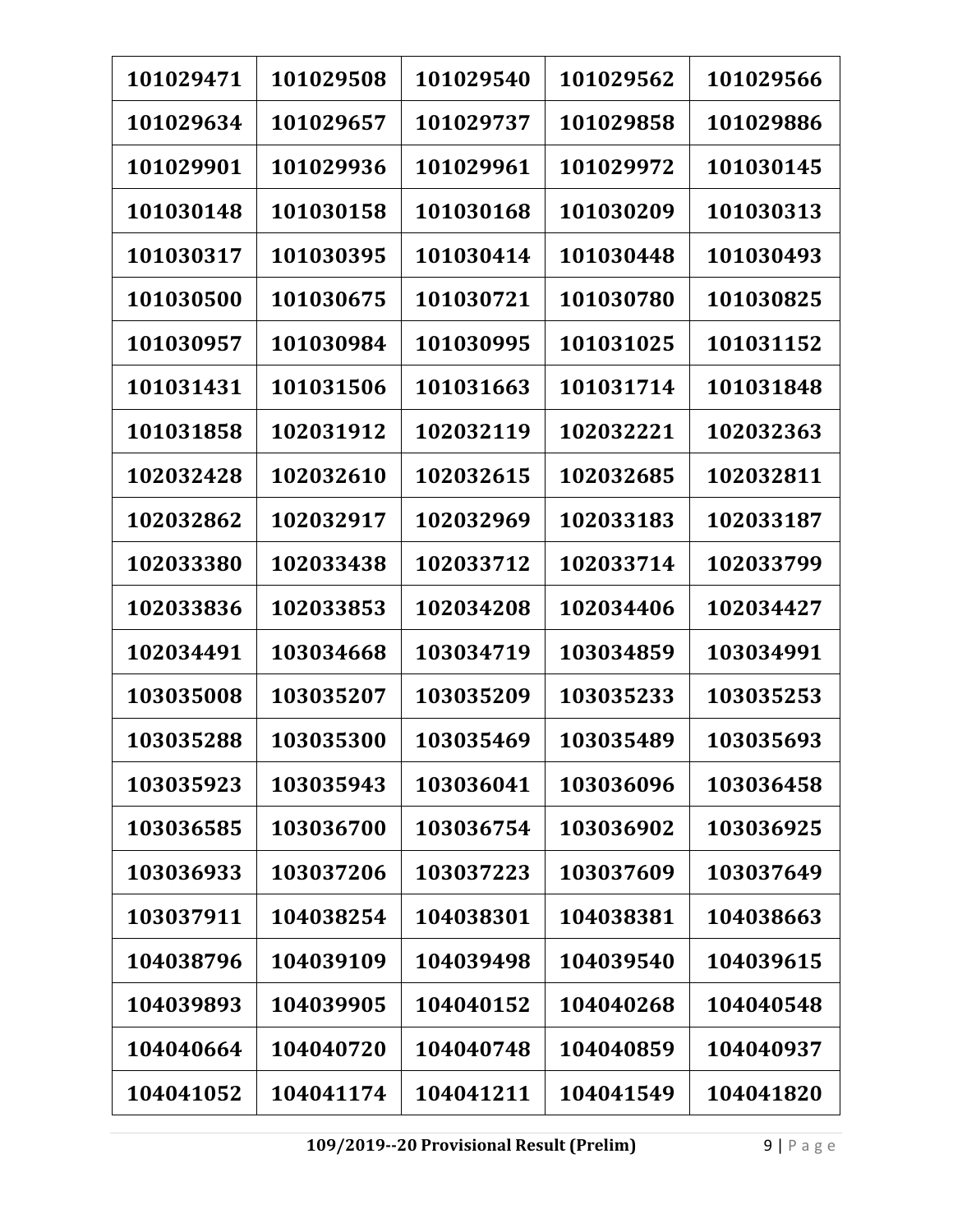| 101029471 | 101029508 | 101029540 | 101029562 | 101029566 |
|---|---|---|---|---|
| 101029634 | 101029657 | 101029737 | 101029858 | 101029886 |
| 101029901 | 101029936 | 101029961 | 101029972 | 101030145 |
| 101030148 | 101030158 | 101030168 | 101030209 | 101030313 |
| 101030317 | 101030395 | 101030414 | 101030448 | 101030493 |
| 101030500 | 101030675 | 101030721 | 101030780 | 101030825 |
| 101030957 | 101030984 | 101030995 | 101031025 | 101031152 |
| 101031431 | 101031506 | 101031663 | 101031714 | 101031848 |
| 101031858 | 102031912 | 102032119 | 102032221 | 102032363 |
| 102032428 | 102032610 | 102032615 | 102032685 | 102032811 |
| 102032862 | 102032917 | 102032969 | 102033183 | 102033187 |
| 102033380 | 102033438 | 102033712 | 102033714 | 102033799 |
| 102033836 | 102033853 | 102034208 | 102034406 | 102034427 |
| 102034491 | 103034668 | 103034719 | 103034859 | 103034991 |
| 103035008 | 103035207 | 103035209 | 103035233 | 103035253 |
| 103035288 | 103035300 | 103035469 | 103035489 | 103035693 |
| 103035923 | 103035943 | 103036041 | 103036096 | 103036458 |
| 103036585 | 103036700 | 103036754 | 103036902 | 103036925 |
| 103036933 | 103037206 | 103037223 | 103037609 | 103037649 |
| 103037911 | 104038254 | 104038301 | 104038381 | 104038663 |
| 104038796 | 104039109 | 104039498 | 104039540 | 104039615 |
| 104039893 | 104039905 | 104040152 | 104040268 | 104040548 |
| 104040664 | 104040720 | 104040748 | 104040859 | 104040937 |
| 104041052 | 104041174 | 104041211 | 104041549 | 104041820 |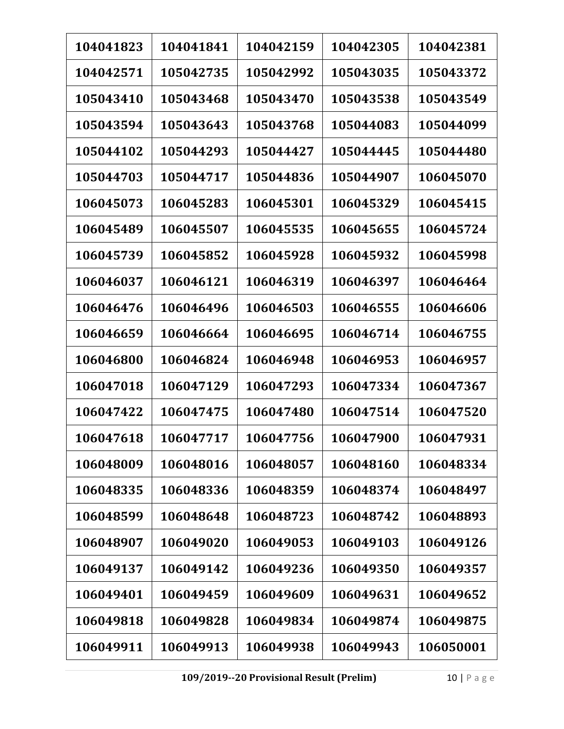| 104041823 | 104041841 | 104042159 | 104042305 | 104042381 |
|---|---|---|---|---|
| 104042571 | 105042735 | 105042992 | 105043035 | 105043372 |
| 105043410 | 105043468 | 105043470 | 105043538 | 105043549 |
| 105043594 | 105043643 | 105043768 | 105044083 | 105044099 |
| 105044102 | 105044293 | 105044427 | 105044445 | 105044480 |
| 105044703 | 105044717 | 105044836 | 105044907 | 106045070 |
| 106045073 | 106045283 | 106045301 | 106045329 | 106045415 |
| 106045489 | 106045507 | 106045535 | 106045655 | 106045724 |
| 106045739 | 106045852 | 106045928 | 106045932 | 106045998 |
| 106046037 | 106046121 | 106046319 | 106046397 | 106046464 |
| 106046476 | 106046496 | 106046503 | 106046555 | 106046606 |
| 106046659 | 106046664 | 106046695 | 106046714 | 106046755 |
| 106046800 | 106046824 | 106046948 | 106046953 | 106046957 |
| 106047018 | 106047129 | 106047293 | 106047334 | 106047367 |
| 106047422 | 106047475 | 106047480 | 106047514 | 106047520 |
| 106047618 | 106047717 | 106047756 | 106047900 | 106047931 |
| 106048009 | 106048016 | 106048057 | 106048160 | 106048334 |
| 106048335 | 106048336 | 106048359 | 106048374 | 106048497 |
| 106048599 | 106048648 | 106048723 | 106048742 | 106048893 |
| 106048907 | 106049020 | 106049053 | 106049103 | 106049126 |
| 106049137 | 106049142 | 106049236 | 106049350 | 106049357 |
| 106049401 | 106049459 | 106049609 | 106049631 | 106049652 |
| 106049818 | 106049828 | 106049834 | 106049874 | 106049875 |
| 106049911 | 106049913 | 106049938 | 106049943 | 106050001 |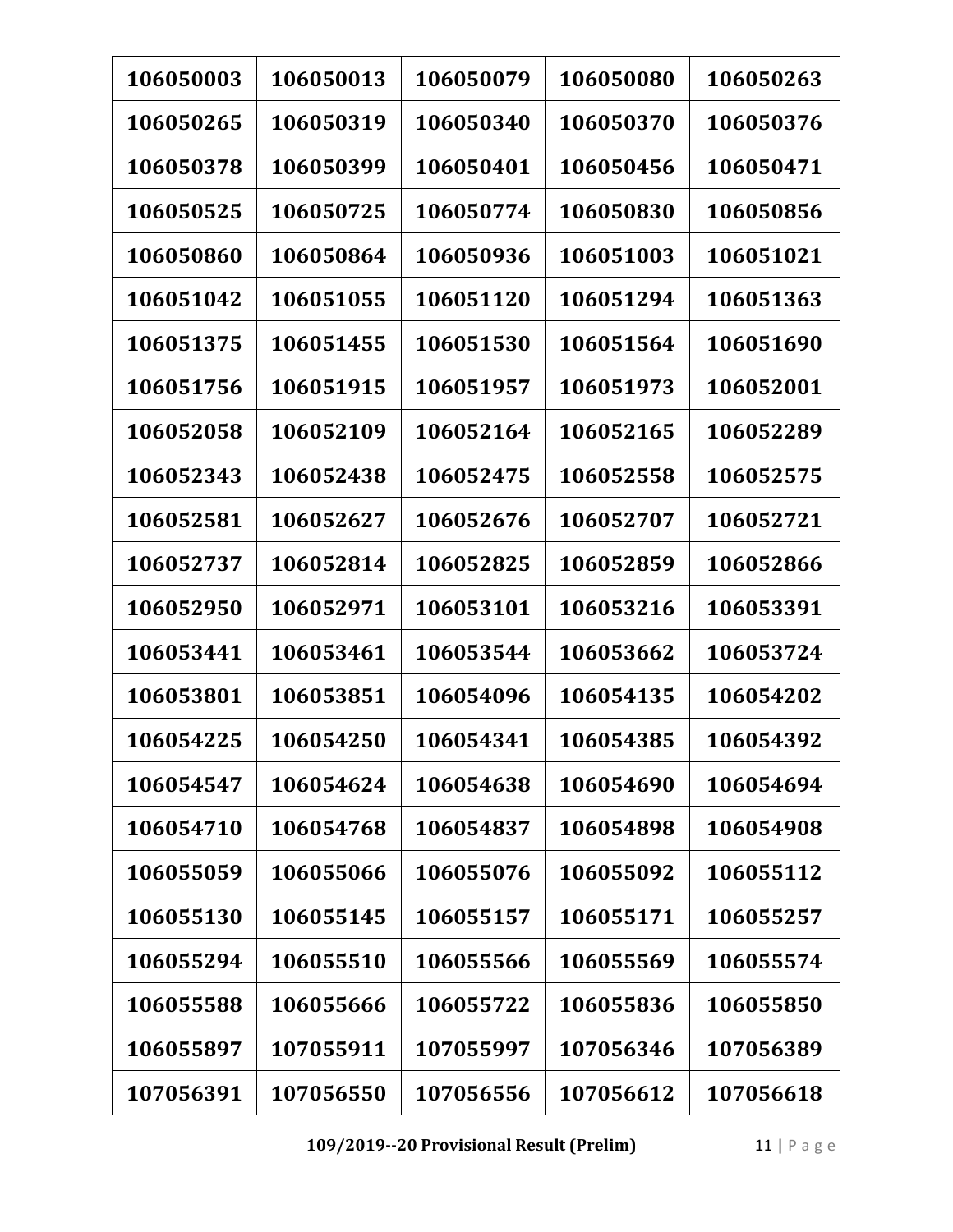| 106050003 | 106050013 | 106050079 | 106050080 | 106050263 |
|---|---|---|---|---|
| 106050265 | 106050319 | 106050340 | 106050370 | 106050376 |
| 106050378 | 106050399 | 106050401 | 106050456 | 106050471 |
| 106050525 | 106050725 | 106050774 | 106050830 | 106050856 |
| 106050860 | 106050864 | 106050936 | 106051003 | 106051021 |
| 106051042 | 106051055 | 106051120 | 106051294 | 106051363 |
| 106051375 | 106051455 | 106051530 | 106051564 | 106051690 |
| 106051756 | 106051915 | 106051957 | 106051973 | 106052001 |
| 106052058 | 106052109 | 106052164 | 106052165 | 106052289 |
| 106052343 | 106052438 | 106052475 | 106052558 | 106052575 |
| 106052581 | 106052627 | 106052676 | 106052707 | 106052721 |
| 106052737 | 106052814 | 106052825 | 106052859 | 106052866 |
| 106052950 | 106052971 | 106053101 | 106053216 | 106053391 |
| 106053441 | 106053461 | 106053544 | 106053662 | 106053724 |
| 106053801 | 106053851 | 106054096 | 106054135 | 106054202 |
| 106054225 | 106054250 | 106054341 | 106054385 | 106054392 |
| 106054547 | 106054624 | 106054638 | 106054690 | 106054694 |
| 106054710 | 106054768 | 106054837 | 106054898 | 106054908 |
| 106055059 | 106055066 | 106055076 | 106055092 | 106055112 |
| 106055130 | 106055145 | 106055157 | 106055171 | 106055257 |
| 106055294 | 106055510 | 106055566 | 106055569 | 106055574 |
| 106055588 | 106055666 | 106055722 | 106055836 | 106055850 |
| 106055897 | 107055911 | 107055997 | 107056346 | 107056389 |
| 107056391 | 107056550 | 107056556 | 107056612 | 107056618 |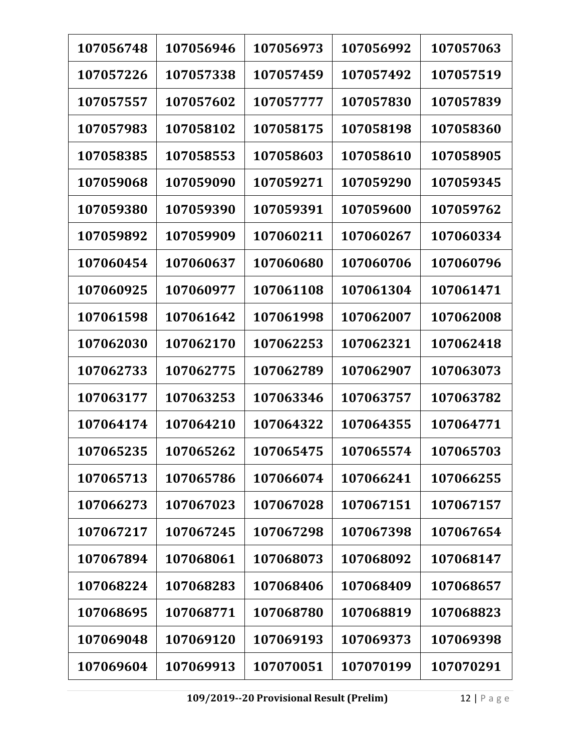| 107056748 | 107056946 | 107056973 | 107056992 | 107057063 |
|---|---|---|---|---|
| 107057226 | 107057338 | 107057459 | 107057492 | 107057519 |
| 107057557 | 107057602 | 107057777 | 107057830 | 107057839 |
| 107057983 | 107058102 | 107058175 | 107058198 | 107058360 |
| 107058385 | 107058553 | 107058603 | 107058610 | 107058905 |
| 107059068 | 107059090 | 107059271 | 107059290 | 107059345 |
| 107059380 | 107059390 | 107059391 | 107059600 | 107059762 |
| 107059892 | 107059909 | 107060211 | 107060267 | 107060334 |
| 107060454 | 107060637 | 107060680 | 107060706 | 107060796 |
| 107060925 | 107060977 | 107061108 | 107061304 | 107061471 |
| 107061598 | 107061642 | 107061998 | 107062007 | 107062008 |
| 107062030 | 107062170 | 107062253 | 107062321 | 107062418 |
| 107062733 | 107062775 | 107062789 | 107062907 | 107063073 |
| 107063177 | 107063253 | 107063346 | 107063757 | 107063782 |
| 107064174 | 107064210 | 107064322 | 107064355 | 107064771 |
| 107065235 | 107065262 | 107065475 | 107065574 | 107065703 |
| 107065713 | 107065786 | 107066074 | 107066241 | 107066255 |
| 107066273 | 107067023 | 107067028 | 107067151 | 107067157 |
| 107067217 | 107067245 | 107067298 | 107067398 | 107067654 |
| 107067894 | 107068061 | 107068073 | 107068092 | 107068147 |
| 107068224 | 107068283 | 107068406 | 107068409 | 107068657 |
| 107068695 | 107068771 | 107068780 | 107068819 | 107068823 |
| 107069048 | 107069120 | 107069193 | 107069373 | 107069398 |
| 107069604 | 107069913 | 107070051 | 107070199 | 107070291 |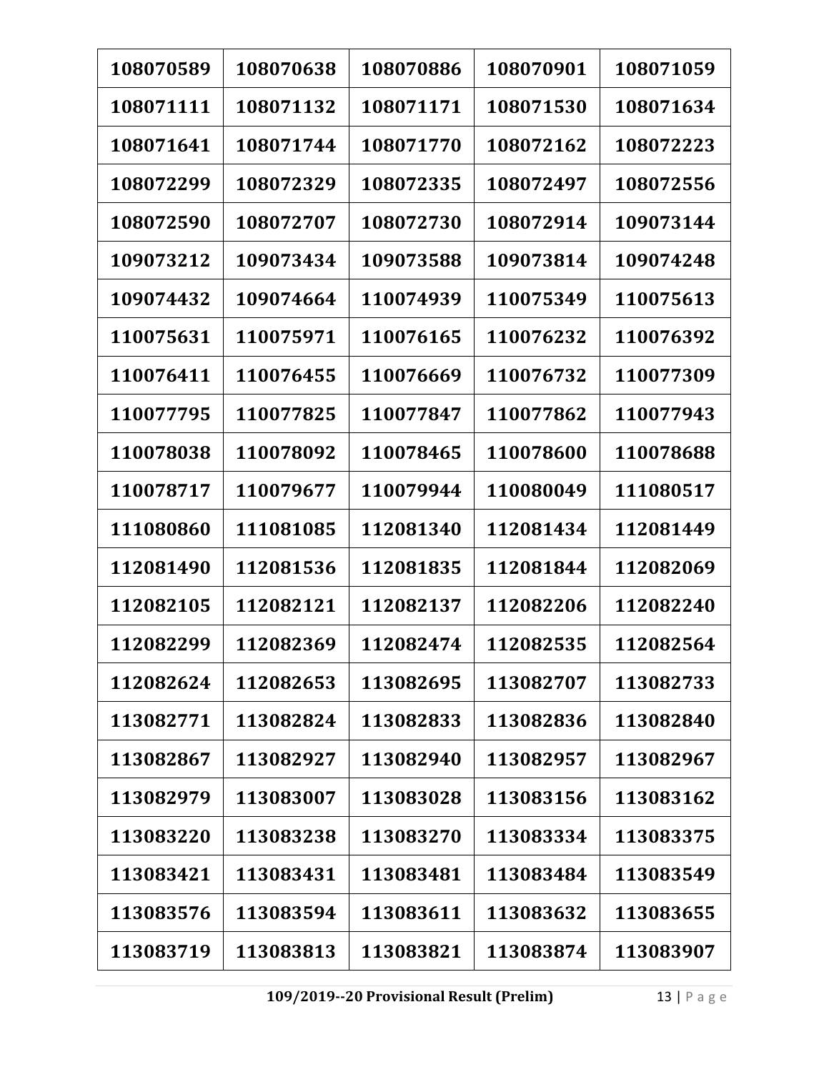| | | | | |
|---|---|---|---|---|
| 108070589 | 108070638 | 108070886 | 108070901 | 108071059 |
| 108071111 | 108071132 | 108071171 | 108071530 | 108071634 |
| 108071641 | 108071744 | 108071770 | 108072162 | 108072223 |
| 108072299 | 108072329 | 108072335 | 108072497 | 108072556 |
| 108072590 | 108072707 | 108072730 | 108072914 | 109073144 |
| 109073212 | 109073434 | 109073588 | 109073814 | 109074248 |
| 109074432 | 109074664 | 110074939 | 110075349 | 110075613 |
| 110075631 | 110075971 | 110076165 | 110076232 | 110076392 |
| 110076411 | 110076455 | 110076669 | 110076732 | 110077309 |
| 110077795 | 110077825 | 110077847 | 110077862 | 110077943 |
| 110078038 | 110078092 | 110078465 | 110078600 | 110078688 |
| 110078717 | 110079677 | 110079944 | 110080049 | 111080517 |
| 111080860 | 111081085 | 112081340 | 112081434 | 112081449 |
| 112081490 | 112081536 | 112081835 | 112081844 | 112082069 |
| 112082105 | 112082121 | 112082137 | 112082206 | 112082240 |
| 112082299 | 112082369 | 112082474 | 112082535 | 112082564 |
| 112082624 | 112082653 | 113082695 | 113082707 | 113082733 |
| 113082771 | 113082824 | 113082833 | 113082836 | 113082840 |
| 113082867 | 113082927 | 113082940 | 113082957 | 113082967 |
| 113082979 | 113083007 | 113083028 | 113083156 | 113083162 |
| 113083220 | 113083238 | 113083270 | 113083334 | 113083375 |
| 113083421 | 113083431 | 113083481 | 113083484 | 113083549 |
| 113083576 | 113083594 | 113083611 | 113083632 | 113083655 |
| 113083719 | 113083813 | 113083821 | 113083874 | 113083907 |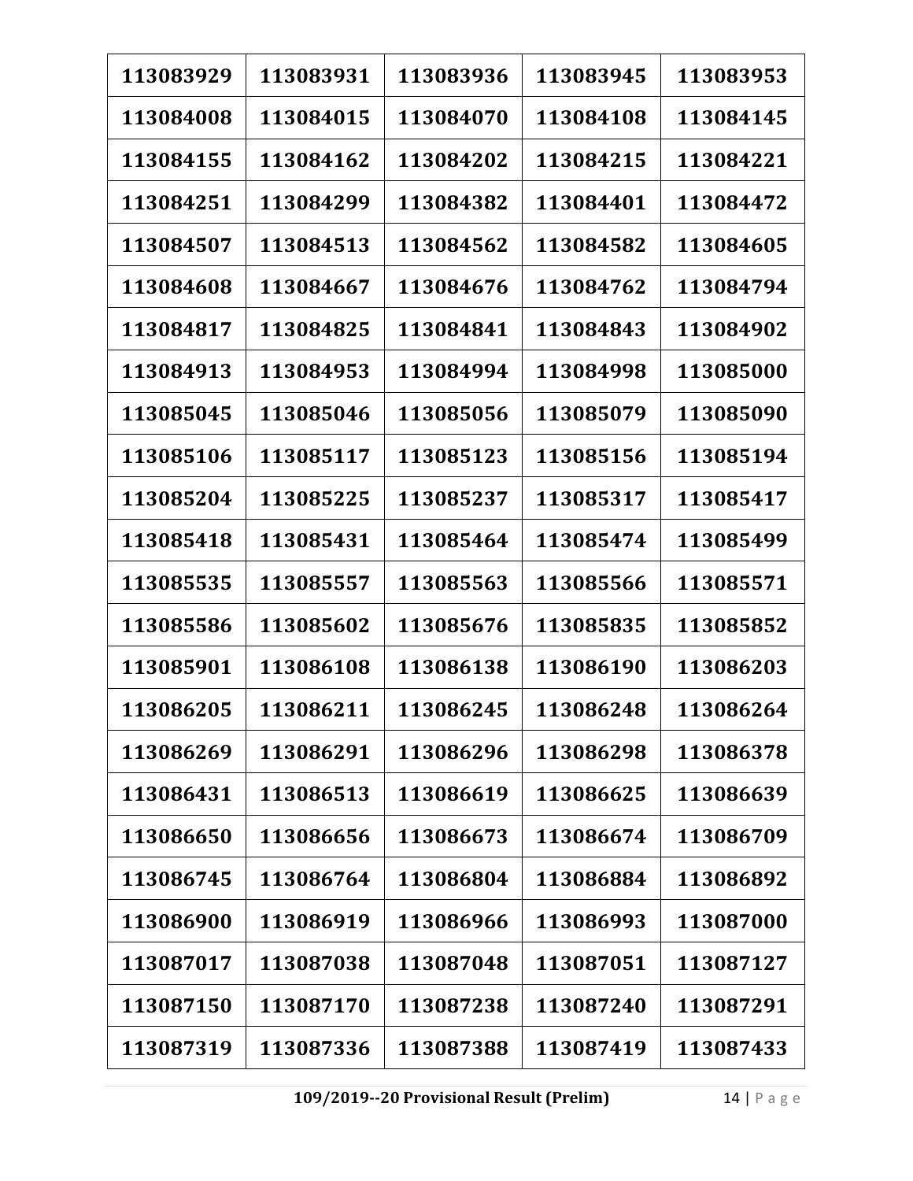| 113083929 | 113083931 | 113083936 | 113083945 | 113083953 |
|---|---|---|---|---|
| 113084008 | 113084015 | 113084070 | 113084108 | 113084145 |
| 113084155 | 113084162 | 113084202 | 113084215 | 113084221 |
| 113084251 | 113084299 | 113084382 | 113084401 | 113084472 |
| 113084507 | 113084513 | 113084562 | 113084582 | 113084605 |
| 113084608 | 113084667 | 113084676 | 113084762 | 113084794 |
| 113084817 | 113084825 | 113084841 | 113084843 | 113084902 |
| 113084913 | 113084953 | 113084994 | 113084998 | 113085000 |
| 113085045 | 113085046 | 113085056 | 113085079 | 113085090 |
| 113085106 | 113085117 | 113085123 | 113085156 | 113085194 |
| 113085204 | 113085225 | 113085237 | 113085317 | 113085417 |
| 113085418 | 113085431 | 113085464 | 113085474 | 113085499 |
| 113085535 | 113085557 | 113085563 | 113085566 | 113085571 |
| 113085586 | 113085602 | 113085676 | 113085835 | 113085852 |
| 113085901 | 113086108 | 113086138 | 113086190 | 113086203 |
| 113086205 | 113086211 | 113086245 | 113086248 | 113086264 |
| 113086269 | 113086291 | 113086296 | 113086298 | 113086378 |
| 113086431 | 113086513 | 113086619 | 113086625 | 113086639 |
| 113086650 | 113086656 | 113086673 | 113086674 | 113086709 |
| 113086745 | 113086764 | 113086804 | 113086884 | 113086892 |
| 113086900 | 113086919 | 113086966 | 113086993 | 113087000 |
| 113087017 | 113087038 | 113087048 | 113087051 | 113087127 |
| 113087150 | 113087170 | 113087238 | 113087240 | 113087291 |
| 113087319 | 113087336 | 113087388 | 113087419 | 113087433 |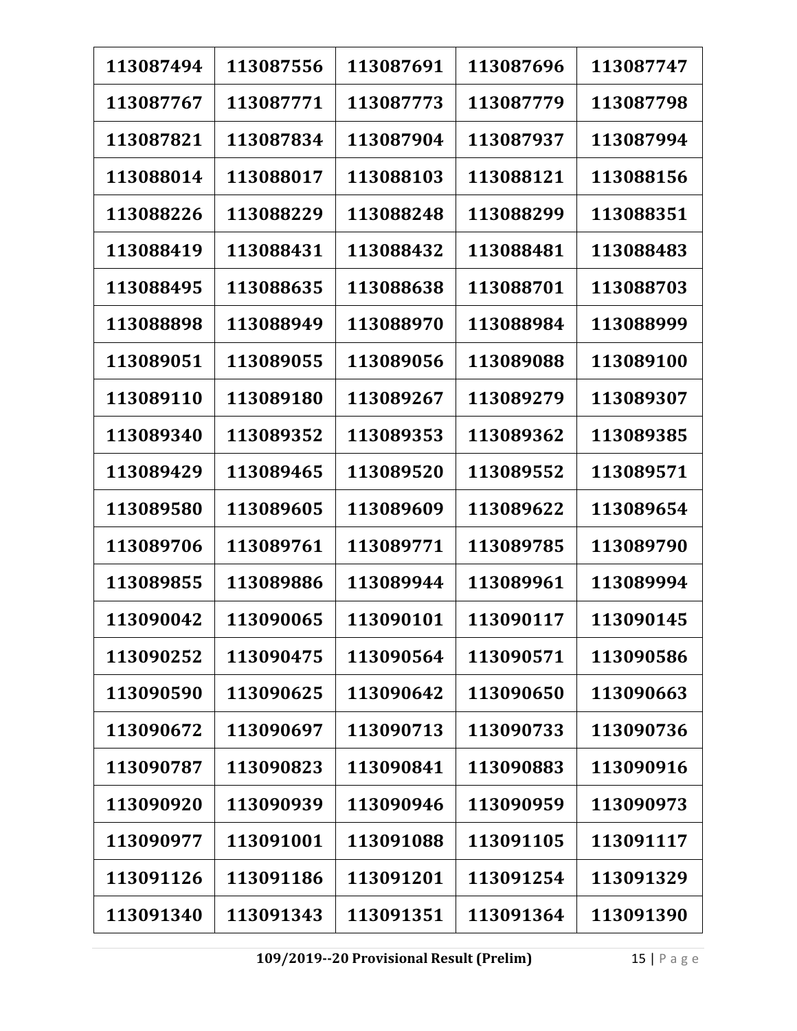| 113087494 | 113087556 | 113087691 | 113087696 | 113087747 |
|---|---|---|---|---|
| 113087767 | 113087771 | 113087773 | 113087779 | 113087798 |
| 113087821 | 113087834 | 113087904 | 113087937 | 113087994 |
| 113088014 | 113088017 | 113088103 | 113088121 | 113088156 |
| 113088226 | 113088229 | 113088248 | 113088299 | 113088351 |
| 113088419 | 113088431 | 113088432 | 113088481 | 113088483 |
| 113088495 | 113088635 | 113088638 | 113088701 | 113088703 |
| 113088898 | 113088949 | 113088970 | 113088984 | 113088999 |
| 113089051 | 113089055 | 113089056 | 113089088 | 113089100 |
| 113089110 | 113089180 | 113089267 | 113089279 | 113089307 |
| 113089340 | 113089352 | 113089353 | 113089362 | 113089385 |
| 113089429 | 113089465 | 113089520 | 113089552 | 113089571 |
| 113089580 | 113089605 | 113089609 | 113089622 | 113089654 |
| 113089706 | 113089761 | 113089771 | 113089785 | 113089790 |
| 113089855 | 113089886 | 113089944 | 113089961 | 113089994 |
| 113090042 | 113090065 | 113090101 | 113090117 | 113090145 |
| 113090252 | 113090475 | 113090564 | 113090571 | 113090586 |
| 113090590 | 113090625 | 113090642 | 113090650 | 113090663 |
| 113090672 | 113090697 | 113090713 | 113090733 | 113090736 |
| 113090787 | 113090823 | 113090841 | 113090883 | 113090916 |
| 113090920 | 113090939 | 113090946 | 113090959 | 113090973 |
| 113090977 | 113091001 | 113091088 | 113091105 | 113091117 |
| 113091126 | 113091186 | 113091201 | 113091254 | 113091329 |
| 113091340 | 113091343 | 113091351 | 113091364 | 113091390 |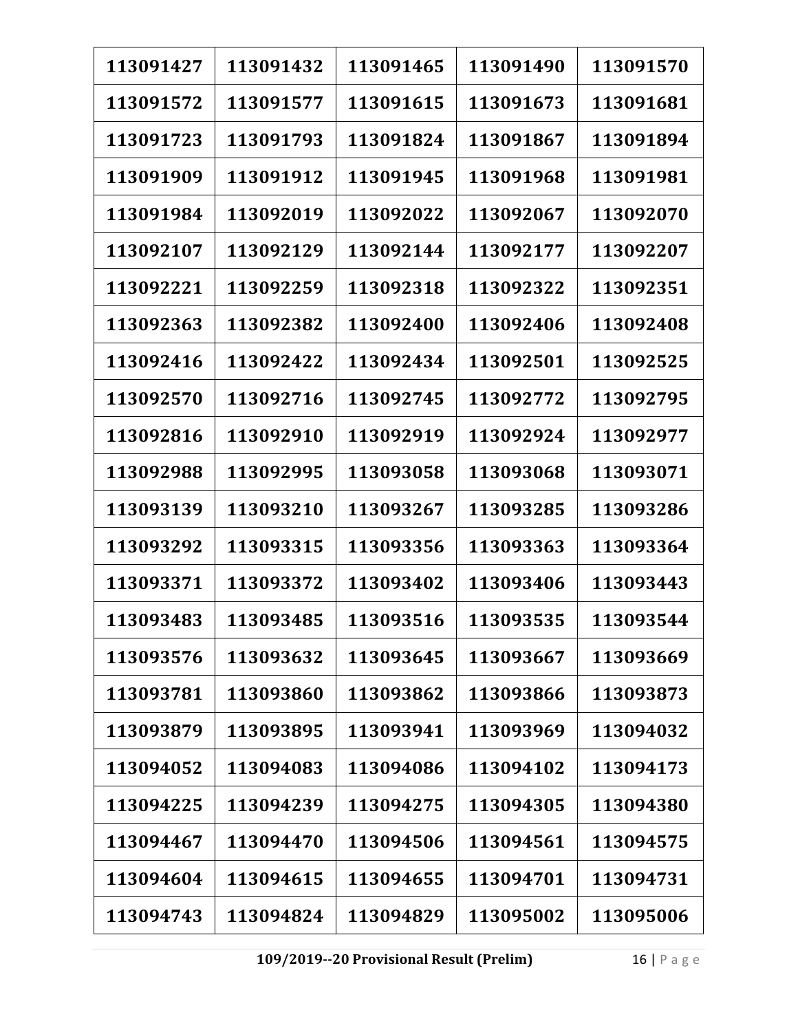| 113091427 | 113091432 | 113091465 | 113091490 | 113091570 |
|---|---|---|---|---|
| 113091572 | 113091577 | 113091615 | 113091673 | 113091681 |
| 113091723 | 113091793 | 113091824 | 113091867 | 113091894 |
| 113091909 | 113091912 | 113091945 | 113091968 | 113091981 |
| 113091984 | 113092019 | 113092022 | 113092067 | 113092070 |
| 113092107 | 113092129 | 113092144 | 113092177 | 113092207 |
| 113092221 | 113092259 | 113092318 | 113092322 | 113092351 |
| 113092363 | 113092382 | 113092400 | 113092406 | 113092408 |
| 113092416 | 113092422 | 113092434 | 113092501 | 113092525 |
| 113092570 | 113092716 | 113092745 | 113092772 | 113092795 |
| 113092816 | 113092910 | 113092919 | 113092924 | 113092977 |
| 113092988 | 113092995 | 113093058 | 113093068 | 113093071 |
| 113093139 | 113093210 | 113093267 | 113093285 | 113093286 |
| 113093292 | 113093315 | 113093356 | 113093363 | 113093364 |
| 113093371 | 113093372 | 113093402 | 113093406 | 113093443 |
| 113093483 | 113093485 | 113093516 | 113093535 | 113093544 |
| 113093576 | 113093632 | 113093645 | 113093667 | 113093669 |
| 113093781 | 113093860 | 113093862 | 113093866 | 113093873 |
| 113093879 | 113093895 | 113093941 | 113093969 | 113094032 |
| 113094052 | 113094083 | 113094086 | 113094102 | 113094173 |
| 113094225 | 113094239 | 113094275 | 113094305 | 113094380 |
| 113094467 | 113094470 | 113094506 | 113094561 | 113094575 |
| 113094604 | 113094615 | 113094655 | 113094701 | 113094731 |
| 113094743 | 113094824 | 113094829 | 113095002 | 113095006 |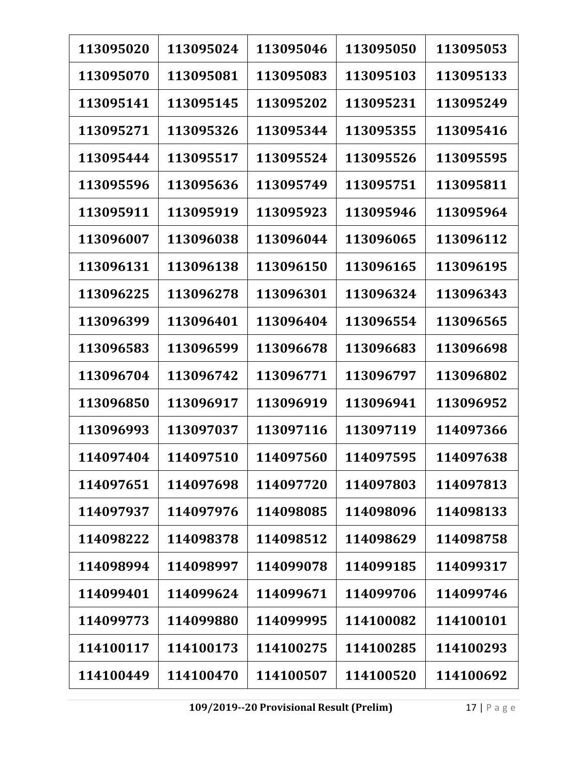| 113095020 | 113095024 | 113095046 | 113095050 | 113095053 |
|---|---|---|---|---|
| 113095070 | 113095081 | 113095083 | 113095103 | 113095133 |
| 113095141 | 113095145 | 113095202 | 113095231 | 113095249 |
| 113095271 | 113095326 | 113095344 | 113095355 | 113095416 |
| 113095444 | 113095517 | 113095524 | 113095526 | 113095595 |
| 113095596 | 113095636 | 113095749 | 113095751 | 113095811 |
| 113095911 | 113095919 | 113095923 | 113095946 | 113095964 |
| 113096007 | 113096038 | 113096044 | 113096065 | 113096112 |
| 113096131 | 113096138 | 113096150 | 113096165 | 113096195 |
| 113096225 | 113096278 | 113096301 | 113096324 | 113096343 |
| 113096399 | 113096401 | 113096404 | 113096554 | 113096565 |
| 113096583 | 113096599 | 113096678 | 113096683 | 113096698 |
| 113096704 | 113096742 | 113096771 | 113096797 | 113096802 |
| 113096850 | 113096917 | 113096919 | 113096941 | 113096952 |
| 113096993 | 113097037 | 113097116 | 113097119 | 114097366 |
| 114097404 | 114097510 | 114097560 | 114097595 | 114097638 |
| 114097651 | 114097698 | 114097720 | 114097803 | 114097813 |
| 114097937 | 114097976 | 114098085 | 114098096 | 114098133 |
| 114098222 | 114098378 | 114098512 | 114098629 | 114098758 |
| 114098994 | 114098997 | 114099078 | 114099185 | 114099317 |
| 114099401 | 114099624 | 114099671 | 114099706 | 114099746 |
| 114099773 | 114099880 | 114099995 | 114100082 | 114100101 |
| 114100117 | 114100173 | 114100275 | 114100285 | 114100293 |
| 114100449 | 114100470 | 114100507 | 114100520 | 114100692 |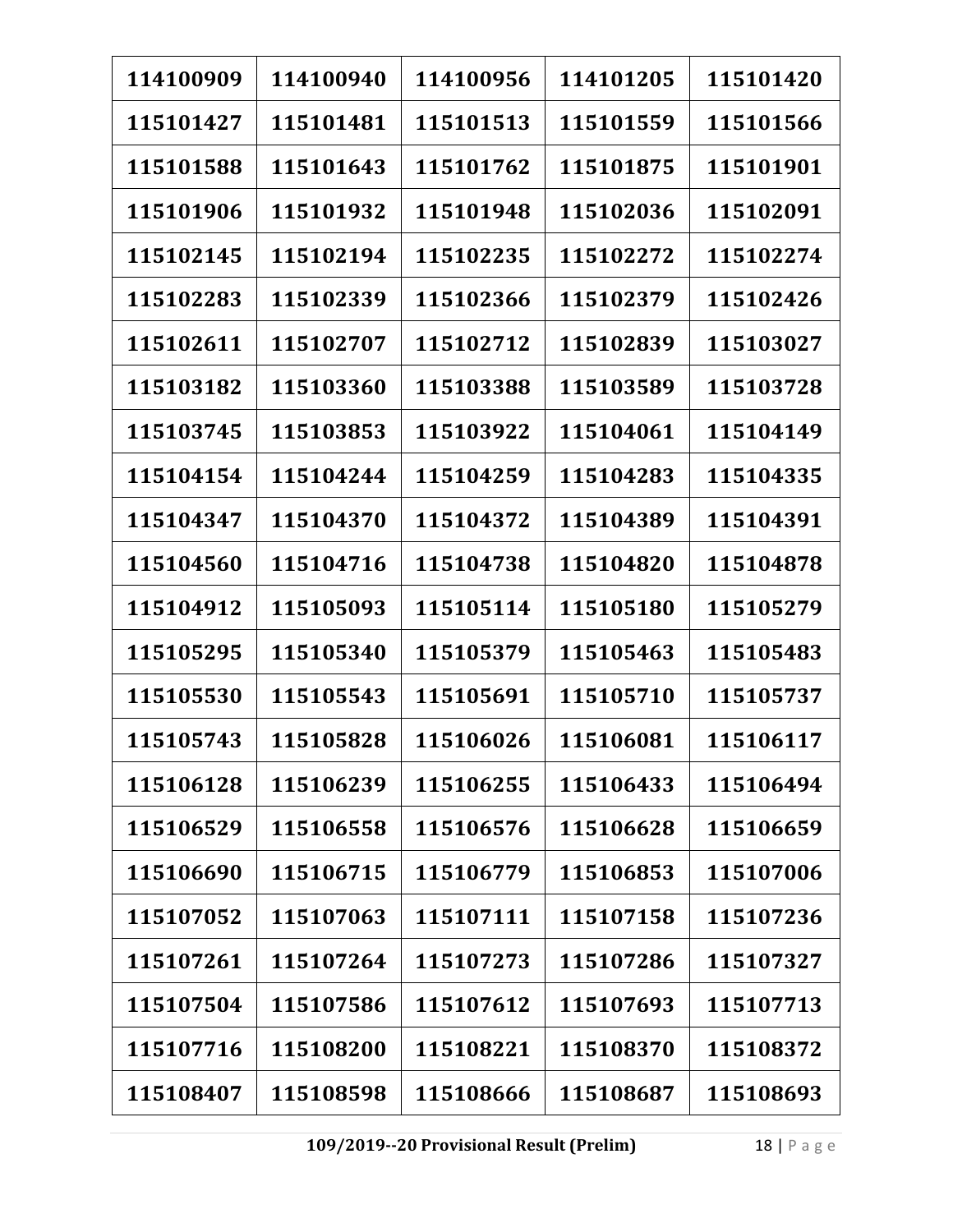| 114100909 | 114100940 | 114100956 | 114101205 | 115101420 |
|---|---|---|---|---|
| 115101427 | 115101481 | 115101513 | 115101559 | 115101566 |
| 115101588 | 115101643 | 115101762 | 115101875 | 115101901 |
| 115101906 | 115101932 | 115101948 | 115102036 | 115102091 |
| 115102145 | 115102194 | 115102235 | 115102272 | 115102274 |
| 115102283 | 115102339 | 115102366 | 115102379 | 115102426 |
| 115102611 | 115102707 | 115102712 | 115102839 | 115103027 |
| 115103182 | 115103360 | 115103388 | 115103589 | 115103728 |
| 115103745 | 115103853 | 115103922 | 115104061 | 115104149 |
| 115104154 | 115104244 | 115104259 | 115104283 | 115104335 |
| 115104347 | 115104370 | 115104372 | 115104389 | 115104391 |
| 115104560 | 115104716 | 115104738 | 115104820 | 115104878 |
| 115104912 | 115105093 | 115105114 | 115105180 | 115105279 |
| 115105295 | 115105340 | 115105379 | 115105463 | 115105483 |
| 115105530 | 115105543 | 115105691 | 115105710 | 115105737 |
| 115105743 | 115105828 | 115106026 | 115106081 | 115106117 |
| 115106128 | 115106239 | 115106255 | 115106433 | 115106494 |
| 115106529 | 115106558 | 115106576 | 115106628 | 115106659 |
| 115106690 | 115106715 | 115106779 | 115106853 | 115107006 |
| 115107052 | 115107063 | 115107111 | 115107158 | 115107236 |
| 115107261 | 115107264 | 115107273 | 115107286 | 115107327 |
| 115107504 | 115107586 | 115107612 | 115107693 | 115107713 |
| 115107716 | 115108200 | 115108221 | 115108370 | 115108372 |
| 115108407 | 115108598 | 115108666 | 115108687 | 115108693 |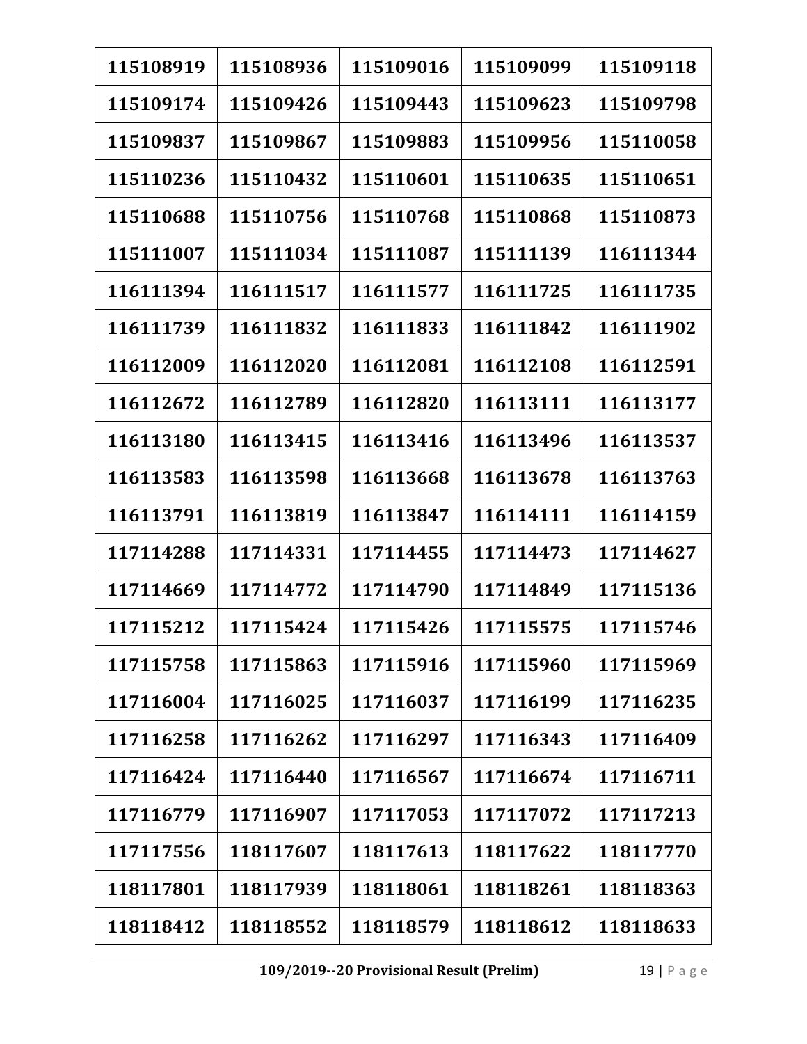| | | | | |
|---|---|---|---|---|
| 115108919 | 115108936 | 115109016 | 115109099 | 115109118 |
| 115109174 | 115109426 | 115109443 | 115109623 | 115109798 |
| 115109837 | 115109867 | 115109883 | 115109956 | 115110058 |
| 115110236 | 115110432 | 115110601 | 115110635 | 115110651 |
| 115110688 | 115110756 | 115110768 | 115110868 | 115110873 |
| 115111007 | 115111034 | 115111087 | 115111139 | 116111344 |
| 116111394 | 116111517 | 116111577 | 116111725 | 116111735 |
| 116111739 | 116111832 | 116111833 | 116111842 | 116111902 |
| 116112009 | 116112020 | 116112081 | 116112108 | 116112591 |
| 116112672 | 116112789 | 116112820 | 116113111 | 116113177 |
| 116113180 | 116113415 | 116113416 | 116113496 | 116113537 |
| 116113583 | 116113598 | 116113668 | 116113678 | 116113763 |
| 116113791 | 116113819 | 116113847 | 116114111 | 116114159 |
| 117114288 | 117114331 | 117114455 | 117114473 | 117114627 |
| 117114669 | 117114772 | 117114790 | 117114849 | 117115136 |
| 117115212 | 117115424 | 117115426 | 117115575 | 117115746 |
| 117115758 | 117115863 | 117115916 | 117115960 | 117115969 |
| 117116004 | 117116025 | 117116037 | 117116199 | 117116235 |
| 117116258 | 117116262 | 117116297 | 117116343 | 117116409 |
| 117116424 | 117116440 | 117116567 | 117116674 | 117116711 |
| 117116779 | 117116907 | 117117053 | 117117072 | 117117213 |
| 117117556 | 118117607 | 118117613 | 118117622 | 118117770 |
| 118117801 | 118117939 | 118118061 | 118118261 | 118118363 |
| 118118412 | 118118552 | 118118579 | 118118612 | 118118633 |

**109/2019--20 Provisional Result (Prelim)**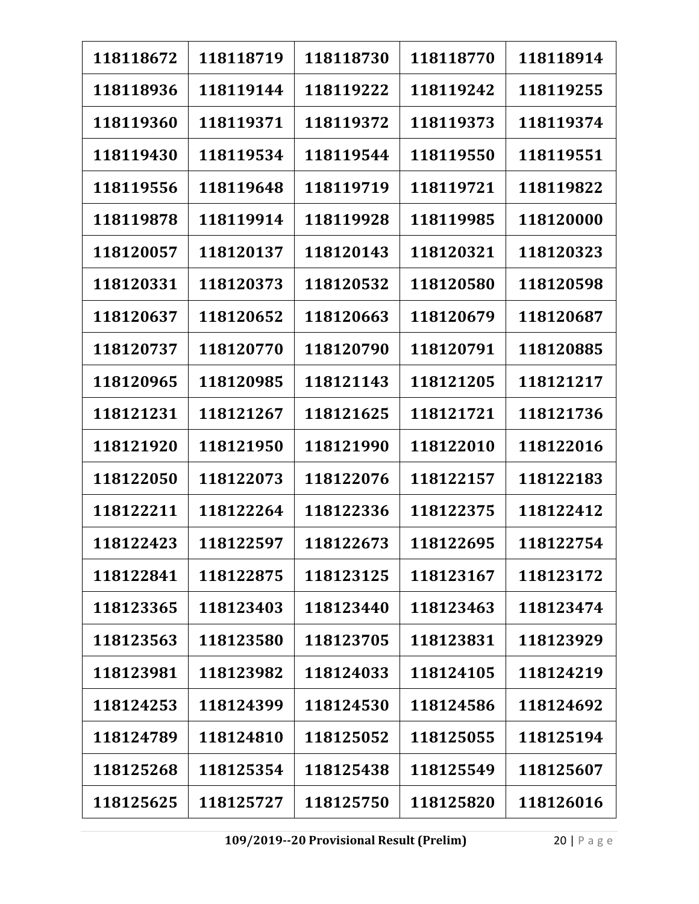| 118118672 | 118118719 | 118118730 | 118118770 | 118118914 |
|---|---|---|---|---|
| 118118936 | 118119144 | 118119222 | 118119242 | 118119255 |
| 118119360 | 118119371 | 118119372 | 118119373 | 118119374 |
| 118119430 | 118119534 | 118119544 | 118119550 | 118119551 |
| 118119556 | 118119648 | 118119719 | 118119721 | 118119822 |
| 118119878 | 118119914 | 118119928 | 118119985 | 118120000 |
| 118120057 | 118120137 | 118120143 | 118120321 | 118120323 |
| 118120331 | 118120373 | 118120532 | 118120580 | 118120598 |
| 118120637 | 118120652 | 118120663 | 118120679 | 118120687 |
| 118120737 | 118120770 | 118120790 | 118120791 | 118120885 |
| 118120965 | 118120985 | 118121143 | 118121205 | 118121217 |
| 118121231 | 118121267 | 118121625 | 118121721 | 118121736 |
| 118121920 | 118121950 | 118121990 | 118122010 | 118122016 |
| 118122050 | 118122073 | 118122076 | 118122157 | 118122183 |
| 118122211 | 118122264 | 118122336 | 118122375 | 118122412 |
| 118122423 | 118122597 | 118122673 | 118122695 | 118122754 |
| 118122841 | 118122875 | 118123125 | 118123167 | 118123172 |
| 118123365 | 118123403 | 118123440 | 118123463 | 118123474 |
| 118123563 | 118123580 | 118123705 | 118123831 | 118123929 |
| 118123981 | 118123982 | 118124033 | 118124105 | 118124219 |
| 118124253 | 118124399 | 118124530 | 118124586 | 118124692 |
| 118124789 | 118124810 | 118125052 | 118125055 | 118125194 |
| 118125268 | 118125354 | 118125438 | 118125549 | 118125607 |
| 118125625 | 118125727 | 118125750 | 118125820 | 118126016 |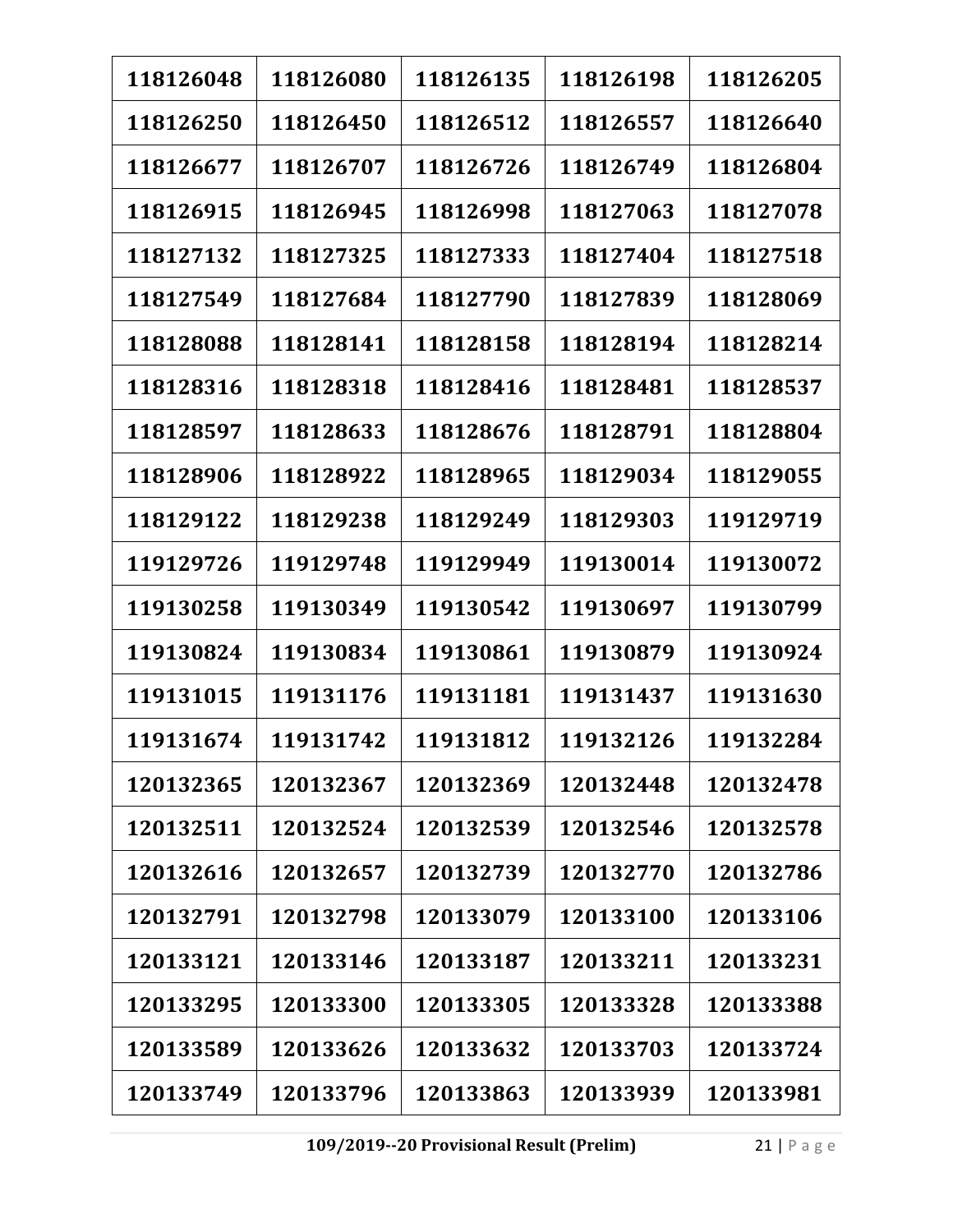| 118126048 | 118126080 | 118126135 | 118126198 | 118126205 |
|---|---|---|---|---|
| 118126250 | 118126450 | 118126512 | 118126557 | 118126640 |
| 118126677 | 118126707 | 118126726 | 118126749 | 118126804 |
| 118126915 | 118126945 | 118126998 | 118127063 | 118127078 |
| 118127132 | 118127325 | 118127333 | 118127404 | 118127518 |
| 118127549 | 118127684 | 118127790 | 118127839 | 118128069 |
| 118128088 | 118128141 | 118128158 | 118128194 | 118128214 |
| 118128316 | 118128318 | 118128416 | 118128481 | 118128537 |
| 118128597 | 118128633 | 118128676 | 118128791 | 118128804 |
| 118128906 | 118128922 | 118128965 | 118129034 | 118129055 |
| 118129122 | 118129238 | 118129249 | 118129303 | 119129719 |
| 119129726 | 119129748 | 119129949 | 119130014 | 119130072 |
| 119130258 | 119130349 | 119130542 | 119130697 | 119130799 |
| 119130824 | 119130834 | 119130861 | 119130879 | 119130924 |
| 119131015 | 119131176 | 119131181 | 119131437 | 119131630 |
| 119131674 | 119131742 | 119131812 | 119132126 | 119132284 |
| 120132365 | 120132367 | 120132369 | 120132448 | 120132478 |
| 120132511 | 120132524 | 120132539 | 120132546 | 120132578 |
| 120132616 | 120132657 | 120132739 | 120132770 | 120132786 |
| 120132791 | 120132798 | 120133079 | 120133100 | 120133106 |
| 120133121 | 120133146 | 120133187 | 120133211 | 120133231 |
| 120133295 | 120133300 | 120133305 | 120133328 | 120133388 |
| 120133589 | 120133626 | 120133632 | 120133703 | 120133724 |
| 120133749 | 120133796 | 120133863 | 120133939 | 120133981 |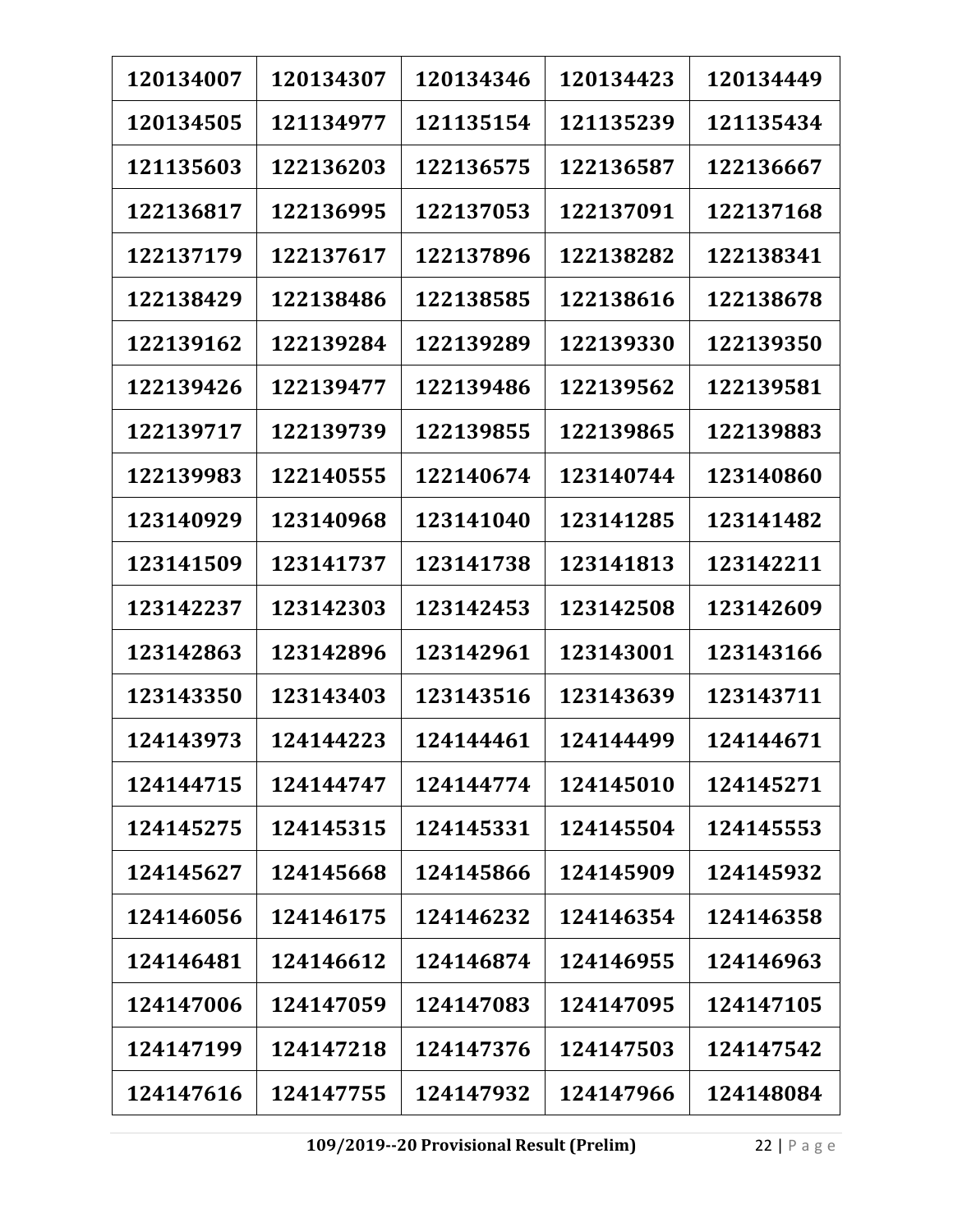| 120134007 | 120134307 | 120134346 | 120134423 | 120134449 |
|---|---|---|---|---|
| 120134505 | 121134977 | 121135154 | 121135239 | 121135434 |
| 121135603 | 122136203 | 122136575 | 122136587 | 122136667 |
| 122136817 | 122136995 | 122137053 | 122137091 | 122137168 |
| 122137179 | 122137617 | 122137896 | 122138282 | 122138341 |
| 122138429 | 122138486 | 122138585 | 122138616 | 122138678 |
| 122139162 | 122139284 | 122139289 | 122139330 | 122139350 |
| 122139426 | 122139477 | 122139486 | 122139562 | 122139581 |
| 122139717 | 122139739 | 122139855 | 122139865 | 122139883 |
| 122139983 | 122140555 | 122140674 | 123140744 | 123140860 |
| 123140929 | 123140968 | 123141040 | 123141285 | 123141482 |
| 123141509 | 123141737 | 123141738 | 123141813 | 123142211 |
| 123142237 | 123142303 | 123142453 | 123142508 | 123142609 |
| 123142863 | 123142896 | 123142961 | 123143001 | 123143166 |
| 123143350 | 123143403 | 123143516 | 123143639 | 123143711 |
| 124143973 | 124144223 | 124144461 | 124144499 | 124144671 |
| 124144715 | 124144747 | 124144774 | 124145010 | 124145271 |
| 124145275 | 124145315 | 124145331 | 124145504 | 124145553 |
| 124145627 | 124145668 | 124145866 | 124145909 | 124145932 |
| 124146056 | 124146175 | 124146232 | 124146354 | 124146358 |
| 124146481 | 124146612 | 124146874 | 124146955 | 124146963 |
| 124147006 | 124147059 | 124147083 | 124147095 | 124147105 |
| 124147199 | 124147218 | 124147376 | 124147503 | 124147542 |
| 124147616 | 124147755 | 124147932 | 124147966 | 124148084 |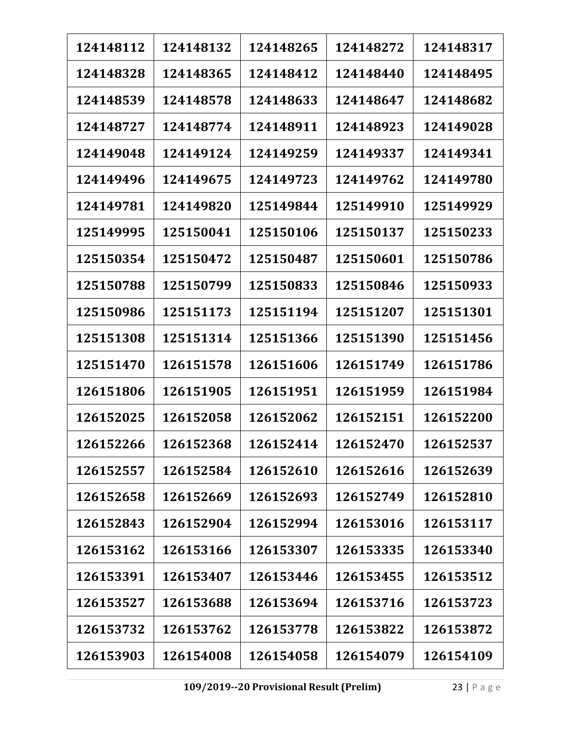| 124148112 | 124148132 | 124148265 | 124148272 | 124148317 |
|---|---|---|---|---|
| 124148328 | 124148365 | 124148412 | 124148440 | 124148495 |
| 124148539 | 124148578 | 124148633 | 124148647 | 124148682 |
| 124148727 | 124148774 | 124148911 | 124148923 | 124149028 |
| 124149048 | 124149124 | 124149259 | 124149337 | 124149341 |
| 124149496 | 124149675 | 124149723 | 124149762 | 124149780 |
| 124149781 | 124149820 | 125149844 | 125149910 | 125149929 |
| 125149995 | 125150041 | 125150106 | 125150137 | 125150233 |
| 125150354 | 125150472 | 125150487 | 125150601 | 125150786 |
| 125150788 | 125150799 | 125150833 | 125150846 | 125150933 |
| 125150986 | 125151173 | 125151194 | 125151207 | 125151301 |
| 125151308 | 125151314 | 125151366 | 125151390 | 125151456 |
| 125151470 | 126151578 | 126151606 | 126151749 | 126151786 |
| 126151806 | 126151905 | 126151951 | 126151959 | 126151984 |
| 126152025 | 126152058 | 126152062 | 126152151 | 126152200 |
| 126152266 | 126152368 | 126152414 | 126152470 | 126152537 |
| 126152557 | 126152584 | 126152610 | 126152616 | 126152639 |
| 126152658 | 126152669 | 126152693 | 126152749 | 126152810 |
| 126152843 | 126152904 | 126152994 | 126153016 | 126153117 |
| 126153162 | 126153166 | 126153307 | 126153335 | 126153340 |
| 126153391 | 126153407 | 126153446 | 126153455 | 126153512 |
| 126153527 | 126153688 | 126153694 | 126153716 | 126153723 |
| 126153732 | 126153762 | 126153778 | 126153822 | 126153872 |
| 126153903 | 126154008 | 126154058 | 126154079 | 126154109 |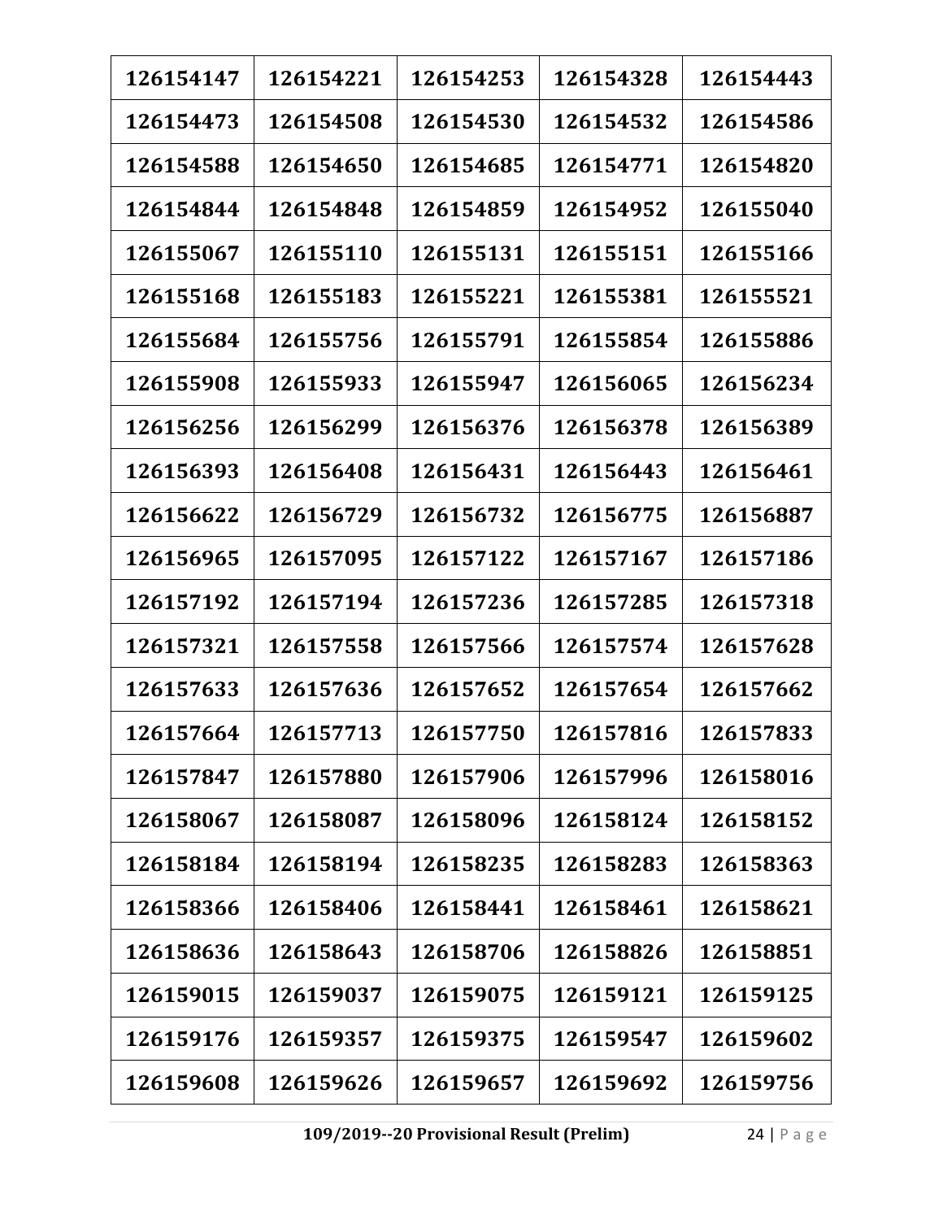| 126154147 | 126154221 | 126154253 | 126154328 | 126154443 |
|---|---|---|---|---|
| 126154473 | 126154508 | 126154530 | 126154532 | 126154586 |
| 126154588 | 126154650 | 126154685 | 126154771 | 126154820 |
| 126154844 | 126154848 | 126154859 | 126154952 | 126155040 |
| 126155067 | 126155110 | 126155131 | 126155151 | 126155166 |
| 126155168 | 126155183 | 126155221 | 126155381 | 126155521 |
| 126155684 | 126155756 | 126155791 | 126155854 | 126155886 |
| 126155908 | 126155933 | 126155947 | 126156065 | 126156234 |
| 126156256 | 126156299 | 126156376 | 126156378 | 126156389 |
| 126156393 | 126156408 | 126156431 | 126156443 | 126156461 |
| 126156622 | 126156729 | 126156732 | 126156775 | 126156887 |
| 126156965 | 126157095 | 126157122 | 126157167 | 126157186 |
| 126157192 | 126157194 | 126157236 | 126157285 | 126157318 |
| 126157321 | 126157558 | 126157566 | 126157574 | 126157628 |
| 126157633 | 126157636 | 126157652 | 126157654 | 126157662 |
| 126157664 | 126157713 | 126157750 | 126157816 | 126157833 |
| 126157847 | 126157880 | 126157906 | 126157996 | 126158016 |
| 126158067 | 126158087 | 126158096 | 126158124 | 126158152 |
| 126158184 | 126158194 | 126158235 | 126158283 | 126158363 |
| 126158366 | 126158406 | 126158441 | 126158461 | 126158621 |
| 126158636 | 126158643 | 126158706 | 126158826 | 126158851 |
| 126159015 | 126159037 | 126159075 | 126159121 | 126159125 |
| 126159176 | 126159357 | 126159375 | 126159547 | 126159602 |
| 126159608 | 126159626 | 126159657 | 126159692 | 126159756 |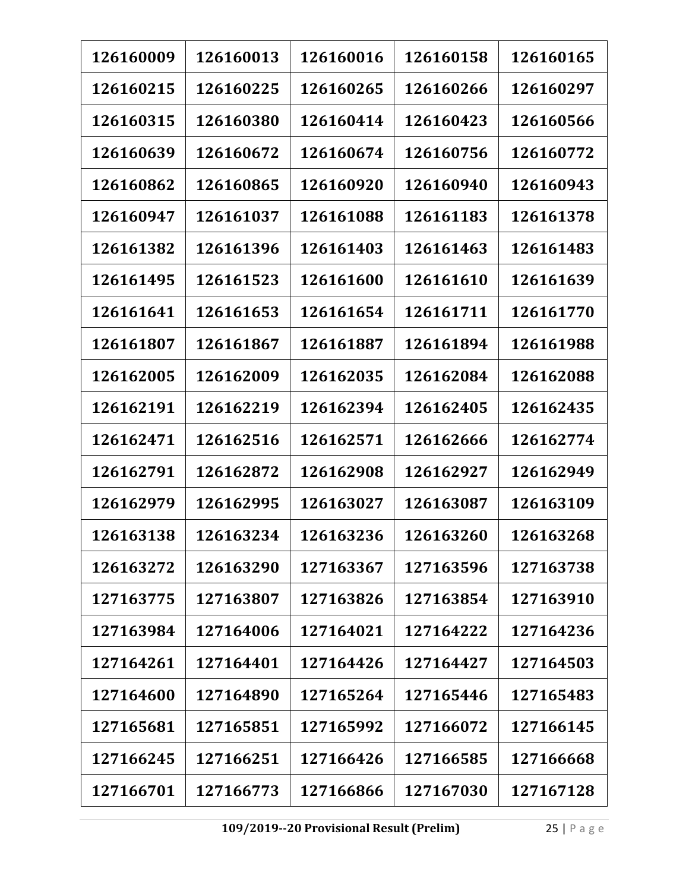| 126160009 | 126160013 | 126160016 | 126160158 | 126160165 |
|---|---|---|---|---|
| 126160215 | 126160225 | 126160265 | 126160266 | 126160297 |
| 126160315 | 126160380 | 126160414 | 126160423 | 126160566 |
| 126160639 | 126160672 | 126160674 | 126160756 | 126160772 |
| 126160862 | 126160865 | 126160920 | 126160940 | 126160943 |
| 126160947 | 126161037 | 126161088 | 126161183 | 126161378 |
| 126161382 | 126161396 | 126161403 | 126161463 | 126161483 |
| 126161495 | 126161523 | 126161600 | 126161610 | 126161639 |
| 126161641 | 126161653 | 126161654 | 126161711 | 126161770 |
| 126161807 | 126161867 | 126161887 | 126161894 | 126161988 |
| 126162005 | 126162009 | 126162035 | 126162084 | 126162088 |
| 126162191 | 126162219 | 126162394 | 126162405 | 126162435 |
| 126162471 | 126162516 | 126162571 | 126162666 | 126162774 |
| 126162791 | 126162872 | 126162908 | 126162927 | 126162949 |
| 126162979 | 126162995 | 126163027 | 126163087 | 126163109 |
| 126163138 | 126163234 | 126163236 | 126163260 | 126163268 |
| 126163272 | 126163290 | 127163367 | 127163596 | 127163738 |
| 127163775 | 127163807 | 127163826 | 127163854 | 127163910 |
| 127163984 | 127164006 | 127164021 | 127164222 | 127164236 |
| 127164261 | 127164401 | 127164426 | 127164427 | 127164503 |
| 127164600 | 127164890 | 127165264 | 127165446 | 127165483 |
| 127165681 | 127165851 | 127165992 | 127166072 | 127166145 |
| 127166245 | 127166251 | 127166426 | 127166585 | 127166668 |
| 127166701 | 127166773 | 127166866 | 127167030 | 127167128 |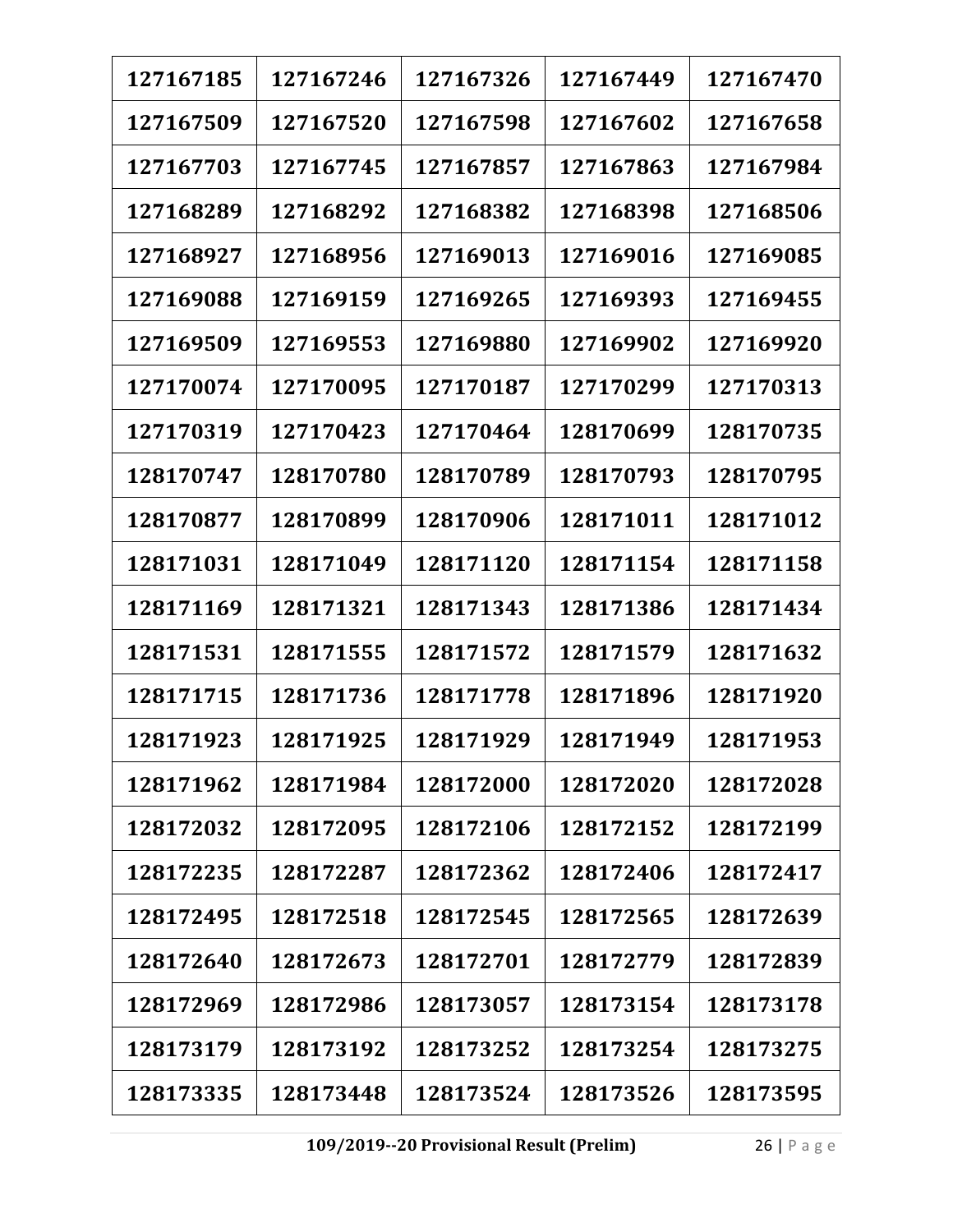| 127167185 | 127167246 | 127167326 | 127167449 | 127167470 |
|---|---|---|---|---|
| 127167509 | 127167520 | 127167598 | 127167602 | 127167658 |
| 127167703 | 127167745 | 127167857 | 127167863 | 127167984 |
| 127168289 | 127168292 | 127168382 | 127168398 | 127168506 |
| 127168927 | 127168956 | 127169013 | 127169016 | 127169085 |
| 127169088 | 127169159 | 127169265 | 127169393 | 127169455 |
| 127169509 | 127169553 | 127169880 | 127169902 | 127169920 |
| 127170074 | 127170095 | 127170187 | 127170299 | 127170313 |
| 127170319 | 127170423 | 127170464 | 128170699 | 128170735 |
| 128170747 | 128170780 | 128170789 | 128170793 | 128170795 |
| 128170877 | 128170899 | 128170906 | 128171011 | 128171012 |
| 128171031 | 128171049 | 128171120 | 128171154 | 128171158 |
| 128171169 | 128171321 | 128171343 | 128171386 | 128171434 |
| 128171531 | 128171555 | 128171572 | 128171579 | 128171632 |
| 128171715 | 128171736 | 128171778 | 128171896 | 128171920 |
| 128171923 | 128171925 | 128171929 | 128171949 | 128171953 |
| 128171962 | 128171984 | 128172000 | 128172020 | 128172028 |
| 128172032 | 128172095 | 128172106 | 128172152 | 128172199 |
| 128172235 | 128172287 | 128172362 | 128172406 | 128172417 |
| 128172495 | 128172518 | 128172545 | 128172565 | 128172639 |
| 128172640 | 128172673 | 128172701 | 128172779 | 128172839 |
| 128172969 | 128172986 | 128173057 | 128173154 | 128173178 |
| 128173179 | 128173192 | 128173252 | 128173254 | 128173275 |
| 128173335 | 128173448 | 128173524 | 128173526 | 128173595 |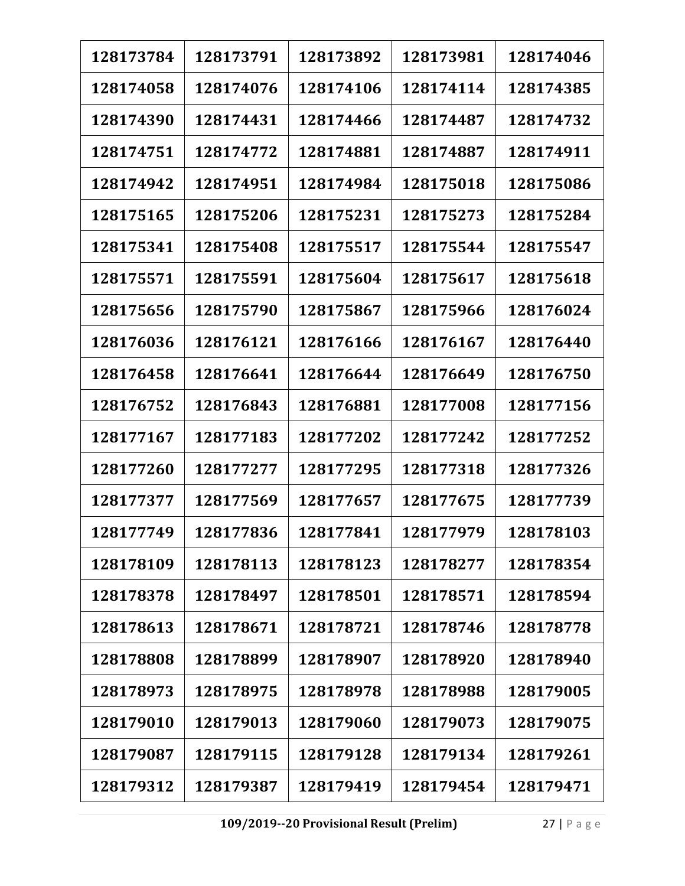| 128173784 | 128173791 | 128173892 | 128173981 | 128174046 |
|---|---|---|---|---|
| 128174058 | 128174076 | 128174106 | 128174114 | 128174385 |
| 128174390 | 128174431 | 128174466 | 128174487 | 128174732 |
| 128174751 | 128174772 | 128174881 | 128174887 | 128174911 |
| 128174942 | 128174951 | 128174984 | 128175018 | 128175086 |
| 128175165 | 128175206 | 128175231 | 128175273 | 128175284 |
| 128175341 | 128175408 | 128175517 | 128175544 | 128175547 |
| 128175571 | 128175591 | 128175604 | 128175617 | 128175618 |
| 128175656 | 128175790 | 128175867 | 128175966 | 128176024 |
| 128176036 | 128176121 | 128176166 | 128176167 | 128176440 |
| 128176458 | 128176641 | 128176644 | 128176649 | 128176750 |
| 128176752 | 128176843 | 128176881 | 128177008 | 128177156 |
| 128177167 | 128177183 | 128177202 | 128177242 | 128177252 |
| 128177260 | 128177277 | 128177295 | 128177318 | 128177326 |
| 128177377 | 128177569 | 128177657 | 128177675 | 128177739 |
| 128177749 | 128177836 | 128177841 | 128177979 | 128178103 |
| 128178109 | 128178113 | 128178123 | 128178277 | 128178354 |
| 128178378 | 128178497 | 128178501 | 128178571 | 128178594 |
| 128178613 | 128178671 | 128178721 | 128178746 | 128178778 |
| 128178808 | 128178899 | 128178907 | 128178920 | 128178940 |
| 128178973 | 128178975 | 128178978 | 128178988 | 128179005 |
| 128179010 | 128179013 | 128179060 | 128179073 | 128179075 |
| 128179087 | 128179115 | 128179128 | 128179134 | 128179261 |
| 128179312 | 128179387 | 128179419 | 128179454 | 128179471 |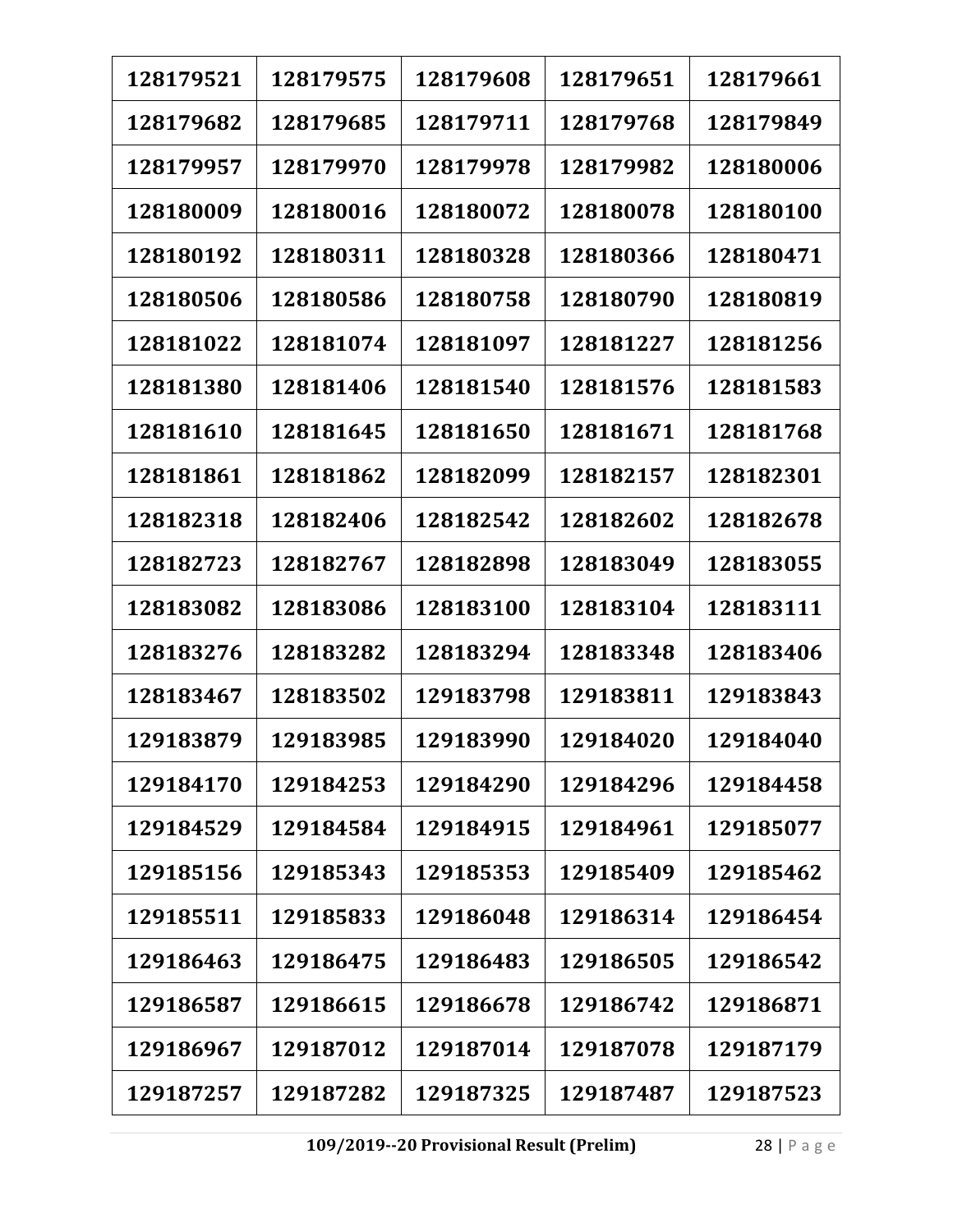| 128179521 | 128179575 | 128179608 | 128179651 | 128179661 |
|---|---|---|---|---|
| 128179682 | 128179685 | 128179711 | 128179768 | 128179849 |
| 128179957 | 128179970 | 128179978 | 128179982 | 128180006 |
| 128180009 | 128180016 | 128180072 | 128180078 | 128180100 |
| 128180192 | 128180311 | 128180328 | 128180366 | 128180471 |
| 128180506 | 128180586 | 128180758 | 128180790 | 128180819 |
| 128181022 | 128181074 | 128181097 | 128181227 | 128181256 |
| 128181380 | 128181406 | 128181540 | 128181576 | 128181583 |
| 128181610 | 128181645 | 128181650 | 128181671 | 128181768 |
| 128181861 | 128181862 | 128182099 | 128182157 | 128182301 |
| 128182318 | 128182406 | 128182542 | 128182602 | 128182678 |
| 128182723 | 128182767 | 128182898 | 128183049 | 128183055 |
| 128183082 | 128183086 | 128183100 | 128183104 | 128183111 |
| 128183276 | 128183282 | 128183294 | 128183348 | 128183406 |
| 128183467 | 128183502 | 129183798 | 129183811 | 129183843 |
| 129183879 | 129183985 | 129183990 | 129184020 | 129184040 |
| 129184170 | 129184253 | 129184290 | 129184296 | 129184458 |
| 129184529 | 129184584 | 129184915 | 129184961 | 129185077 |
| 129185156 | 129185343 | 129185353 | 129185409 | 129185462 |
| 129185511 | 129185833 | 129186048 | 129186314 | 129186454 |
| 129186463 | 129186475 | 129186483 | 129186505 | 129186542 |
| 129186587 | 129186615 | 129186678 | 129186742 | 129186871 |
| 129186967 | 129187012 | 129187014 | 129187078 | 129187179 |
| 129187257 | 129187282 | 129187325 | 129187487 | 129187523 |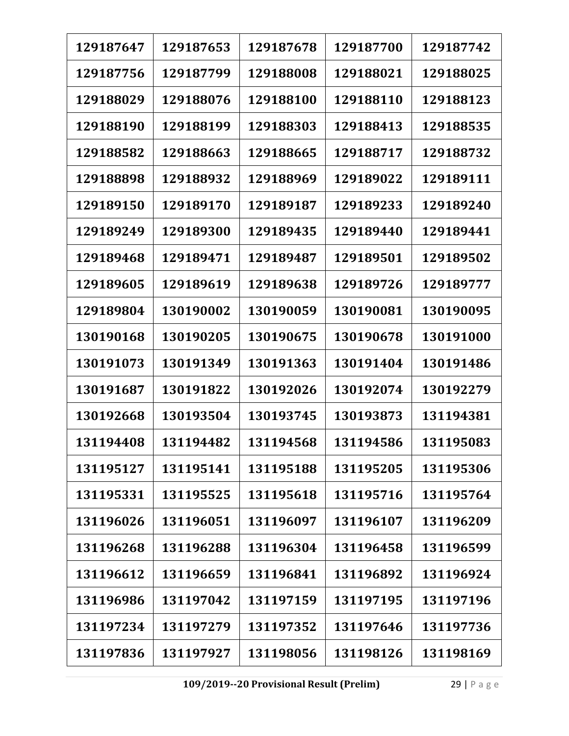| 129187647 | 129187653 | 129187678 | 129187700 | 129187742 |
|---|---|---|---|---|
| 129187756 | 129187799 | 129188008 | 129188021 | 129188025 |
| 129188029 | 129188076 | 129188100 | 129188110 | 129188123 |
| 129188190 | 129188199 | 129188303 | 129188413 | 129188535 |
| 129188582 | 129188663 | 129188665 | 129188717 | 129188732 |
| 129188898 | 129188932 | 129188969 | 129189022 | 129189111 |
| 129189150 | 129189170 | 129189187 | 129189233 | 129189240 |
| 129189249 | 129189300 | 129189435 | 129189440 | 129189441 |
| 129189468 | 129189471 | 129189487 | 129189501 | 129189502 |
| 129189605 | 129189619 | 129189638 | 129189726 | 129189777 |
| 129189804 | 130190002 | 130190059 | 130190081 | 130190095 |
| 130190168 | 130190205 | 130190675 | 130190678 | 130191000 |
| 130191073 | 130191349 | 130191363 | 130191404 | 130191486 |
| 130191687 | 130191822 | 130192026 | 130192074 | 130192279 |
| 130192668 | 130193504 | 130193745 | 130193873 | 131194381 |
| 131194408 | 131194482 | 131194568 | 131194586 | 131195083 |
| 131195127 | 131195141 | 131195188 | 131195205 | 131195306 |
| 131195331 | 131195525 | 131195618 | 131195716 | 131195764 |
| 131196026 | 131196051 | 131196097 | 131196107 | 131196209 |
| 131196268 | 131196288 | 131196304 | 131196458 | 131196599 |
| 131196612 | 131196659 | 131196841 | 131196892 | 131196924 |
| 131196986 | 131197042 | 131197159 | 131197195 | 131197196 |
| 131197234 | 131197279 | 131197352 | 131197646 | 131197736 |
| 131197836 | 131197927 | 131198056 | 131198126 | 131198169 |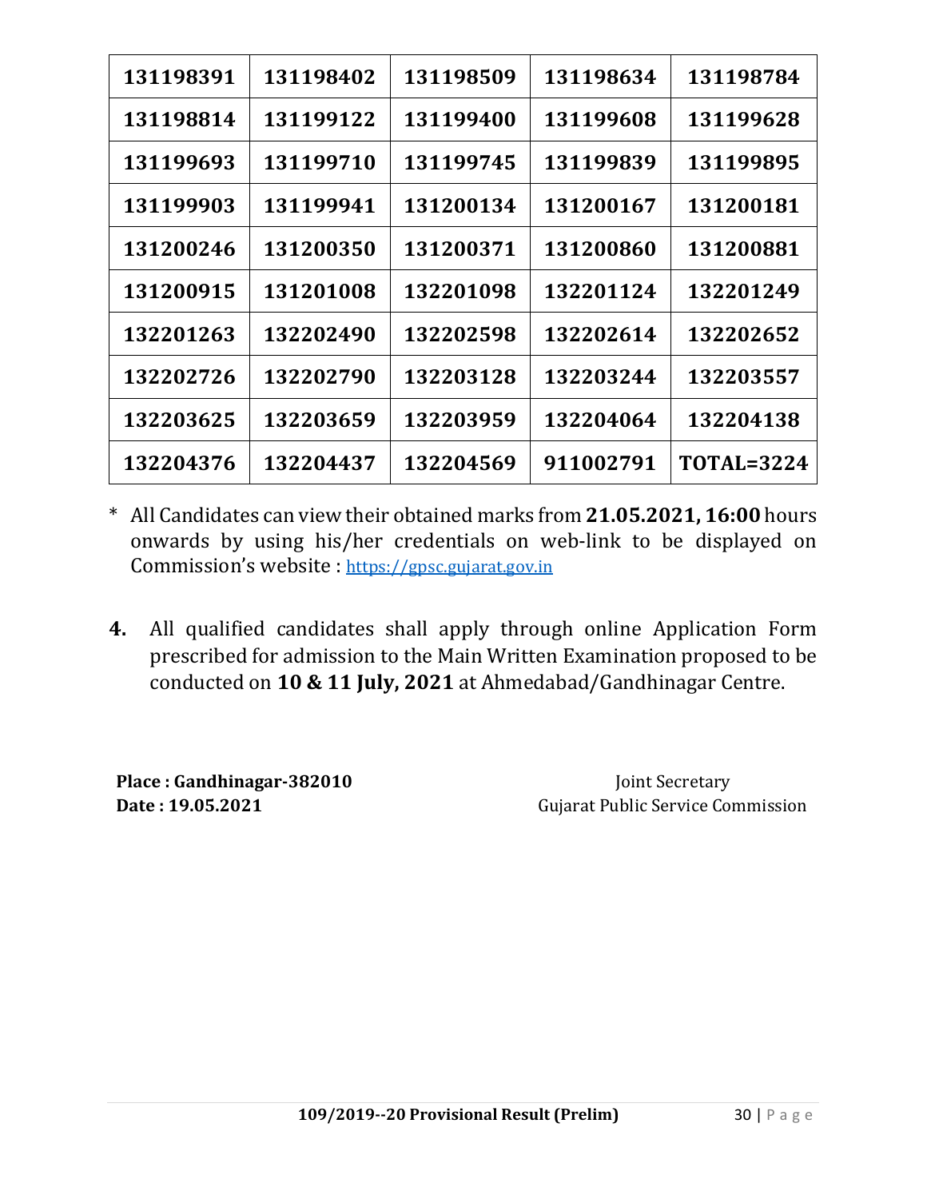| | | | | |
|---|---|---|---|---|
| **131198391** | **131198402** | **131198509** | **131198634** | **131198784** |
| **131198814** | **131199122** | **131199400** | **131199608** | **131199628** |
| **131199693** | **131199710** | **131199745** | **131199839** | **131199895** |
| **131199903** | **131199941** | **131200134** | **131200167** | **131200181** |
| **131200246** | **131200350** | **131200371** | **131200860** | **131200881** |
| **131200915** | **131201008** | **132201098** | **132201124** | **132201249** |
| **132201263** | **132202490** | **132202598** | **132202614** | **132202652** |
| **132202726** | **132202790** | **132203128** | **132203244** | **132203557** |
| **132203625** | **132203659** | **132203959** | **132204064** | **132204138** |
| **132204376** | **132204437** | **132204569** | **911002791** | **TOTAL=3224** |

\* All Candidates can view their obtained marks from **21.05.2021, 16:00** hours onwards by using his/her credentials on web-link to be displayed on Commission's website : https://gpsc.gujarat.gov.in

**4.** All qualified candidates shall apply through online Application Form prescribed for admission to the Main Written Examination proposed to be conducted on **10 & 11 July, 2021** at Ahmedabad/Gandhinagar Centre.

**Place : Gandhinagar-382010**
**Date : 19.05.2021**

Joint Secretary
Gujarat Public Service Commission